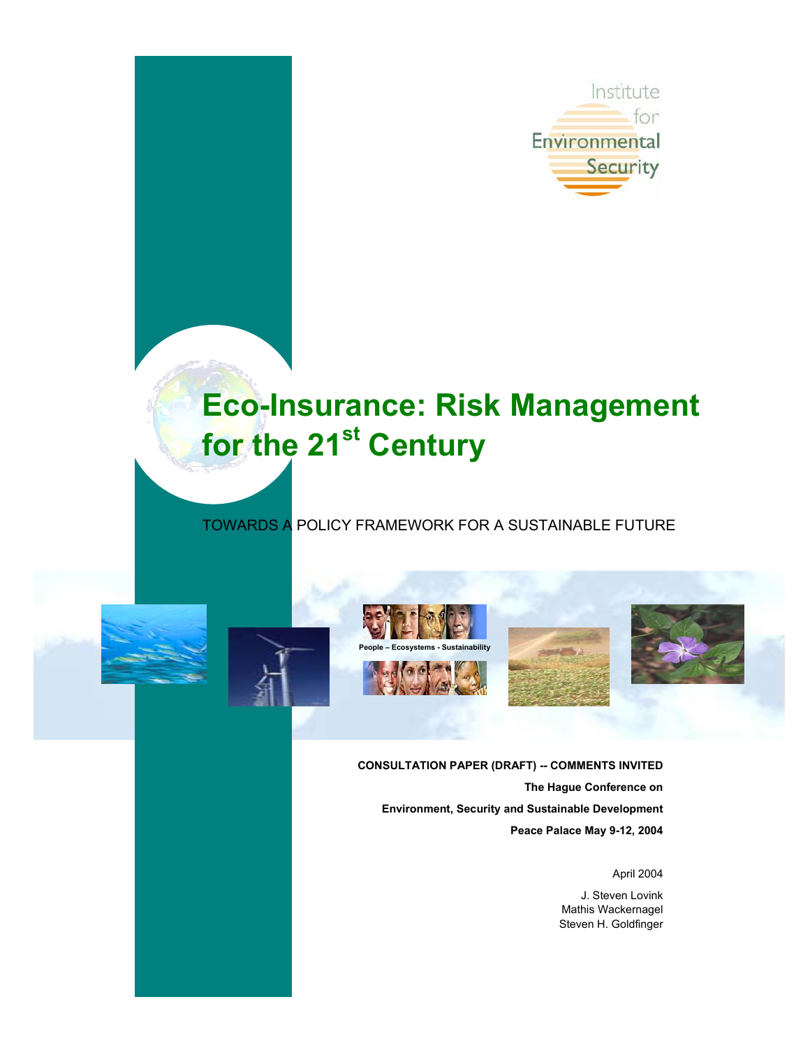Institute for Environmental Security

# Eco-Insurance: Risk Management for the 21$^{st}$ Century

TOWARDS A POLICY FRAMEWORK FOR A SUSTAINABLE FUTURE

People – Ecosystems - Sustainability

**CONSULTATION PAPER (DRAFT) -- COMMENTS INVITED**

**The Hague Conference on**

**Environment, Security and Sustainable Development**

**Peace Palace May 9-12, 2004**

April 2004

J. Steven Lovink
Mathis Wackernagel
Steven H. Goldfinger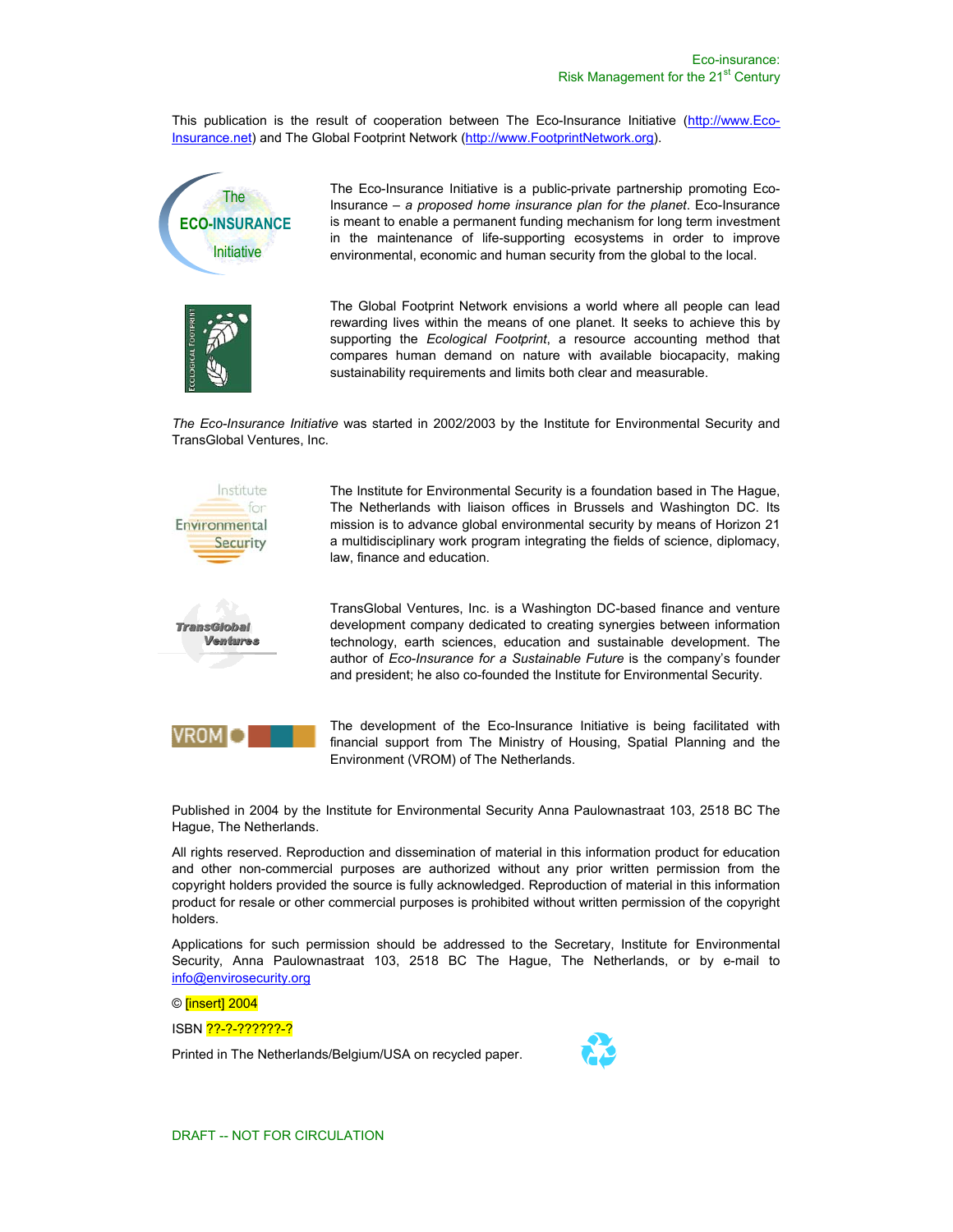This publication is the result of cooperation between The Eco-Insurance Initiative (http://www.Eco-Insurance.net) and The Global Footprint Network (http://www.FootprintNetwork.org).

The Eco-Insurance Initiative is a public-private partnership promoting Eco-Insurance – *a proposed home insurance plan for the planet*. Eco-Insurance is meant to enable a permanent funding mechanism for long term investment in the maintenance of life-supporting ecosystems in order to improve environmental, economic and human security from the global to the local.

The Global Footprint Network envisions a world where all people can lead rewarding lives within the means of one planet. It seeks to achieve this by supporting the *Ecological Footprint*, a resource accounting method that compares human demand on nature with available biocapacity, making sustainability requirements and limits both clear and measurable.

*The Eco-Insurance Initiative* was started in 2002/2003 by the Institute for Environmental Security and TransGlobal Ventures, Inc.

The Institute for Environmental Security is a foundation based in The Hague, The Netherlands with liaison offices in Brussels and Washington DC. Its mission is to advance global environmental security by means of Horizon 21 a multidisciplinary work program integrating the fields of science, diplomacy, law, finance and education.

TransGlobal Ventures, Inc. is a Washington DC-based finance and venture development company dedicated to creating synergies between information technology, earth sciences, education and sustainable development. The author of *Eco-Insurance for a Sustainable Future* is the company's founder and president; he also co-founded the Institute for Environmental Security.

The development of the Eco-Insurance Initiative is being facilitated with financial support from The Ministry of Housing, Spatial Planning and the Environment (VROM) of The Netherlands.

Published in 2004 by the Institute for Environmental Security Anna Paulownastraat 103, 2518 BC The Hague, The Netherlands.

All rights reserved. Reproduction and dissemination of material in this information product for education and other non-commercial purposes are authorized without any prior written permission from the copyright holders provided the source is fully acknowledged. Reproduction of material in this information product for resale or other commercial purposes is prohibited without written permission of the copyright holders.

Applications for such permission should be addressed to the Secretary, Institute for Environmental Security, Anna Paulownastraat 103, 2518 BC The Hague, The Netherlands, or by e-mail to info@envirosecurity.org

© [insert] 2004

ISBN ??-?-??????-?

Printed in The Netherlands/Belgium/USA on recycled paper.

DRAFT -- NOT FOR CIRCULATION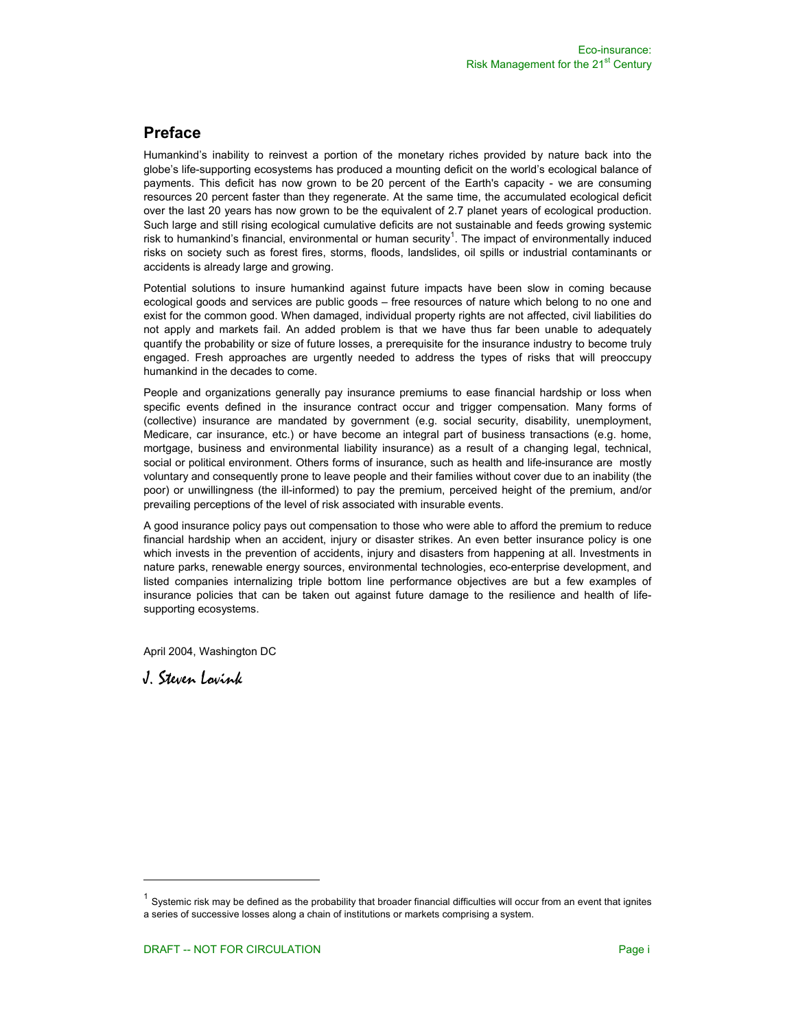## Preface

Humankind's inability to reinvest a portion of the monetary riches provided by nature back into the globe's life-supporting ecosystems has produced a mounting deficit on the world's ecological balance of payments. This deficit has now grown to be 20 percent of the Earth's capacity - we are consuming resources 20 percent faster than they regenerate. At the same time, the accumulated ecological deficit over the last 20 years has now grown to be the equivalent of 2.7 planet years of ecological production. Such large and still rising ecological cumulative deficits are not sustainable and feeds growing systemic risk to humankind's financial, environmental or human security[1]. The impact of environmentally induced risks on society such as forest fires, storms, floods, landslides, oil spills or industrial contaminants or accidents is already large and growing.

Potential solutions to insure humankind against future impacts have been slow in coming because ecological goods and services are public goods – free resources of nature which belong to no one and exist for the common good. When damaged, individual property rights are not affected, civil liabilities do not apply and markets fail. An added problem is that we have thus far been unable to adequately quantify the probability or size of future losses, a prerequisite for the insurance industry to become truly engaged. Fresh approaches are urgently needed to address the types of risks that will preoccupy humankind in the decades to come.

People and organizations generally pay insurance premiums to ease financial hardship or loss when specific events defined in the insurance contract occur and trigger compensation. Many forms of (collective) insurance are mandated by government (e.g. social security, disability, unemployment, Medicare, car insurance, etc.) or have become an integral part of business transactions (e.g. home, mortgage, business and environmental liability insurance) as a result of a changing legal, technical, social or political environment. Others forms of insurance, such as health and life-insurance are mostly voluntary and consequently prone to leave people and their families without cover due to an inability (the poor) or unwillingness (the ill-informed) to pay the premium, perceived height of the premium, and/or prevailing perceptions of the level of risk associated with insurable events.

A good insurance policy pays out compensation to those who were able to afford the premium to reduce financial hardship when an accident, injury or disaster strikes. An even better insurance policy is one which invests in the prevention of accidents, injury and disasters from happening at all. Investments in nature parks, renewable energy sources, environmental technologies, eco-enterprise development, and listed companies internalizing triple bottom line performance objectives are but a few examples of insurance policies that can be taken out against future damage to the resilience and health of life-supporting ecosystems.

April 2004, Washington DC

*J. Steven Lovink*

---

[1] Systemic risk may be defined as the probability that broader financial difficulties will occur from an event that ignites a series of successive losses along a chain of institutions or markets comprising a system.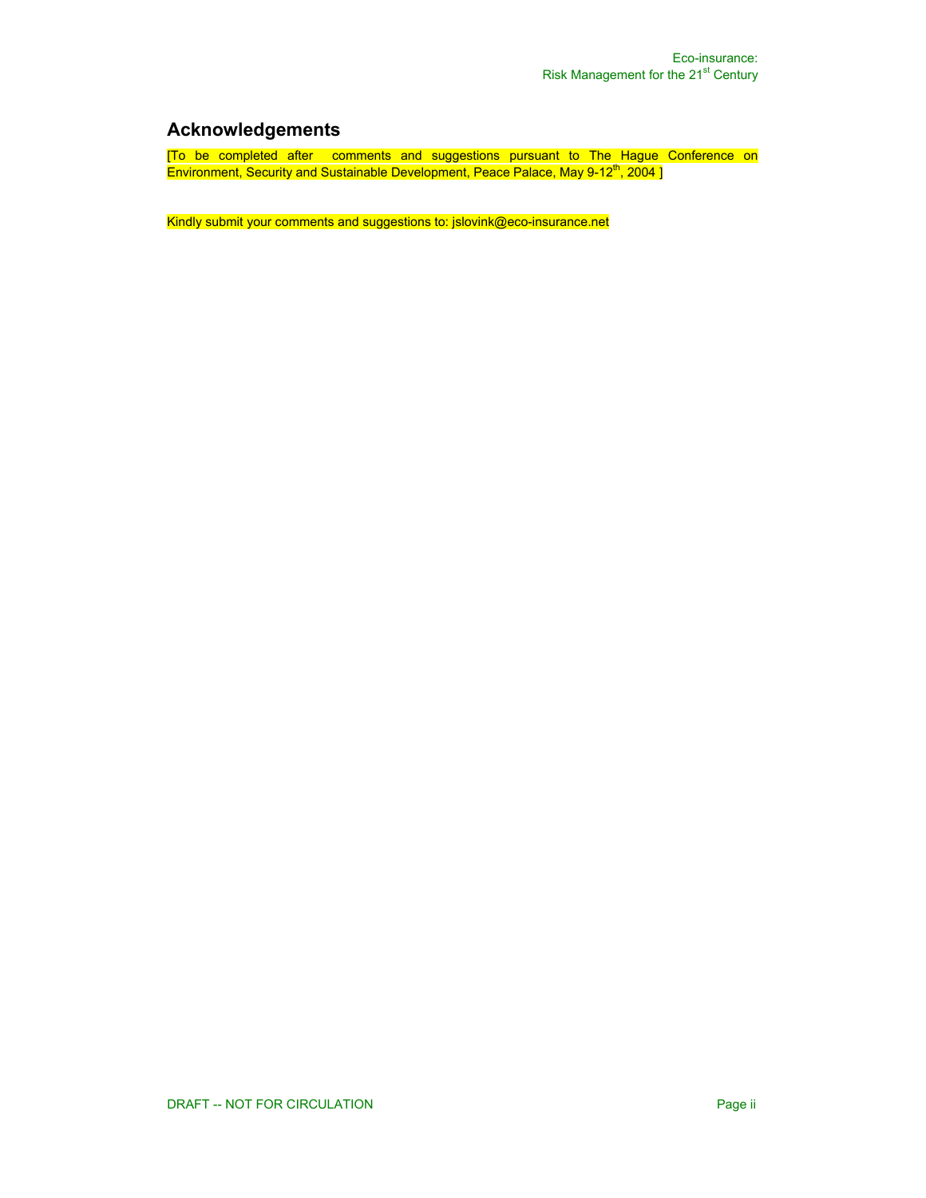## Acknowledgements

[To be completed after comments and suggestions pursuant to The Hague Conference on Environment, Security and Sustainable Development, Peace Palace, May 9-12th, 2004 ]

Kindly submit your comments and suggestions to: jslovink@eco-insurance.net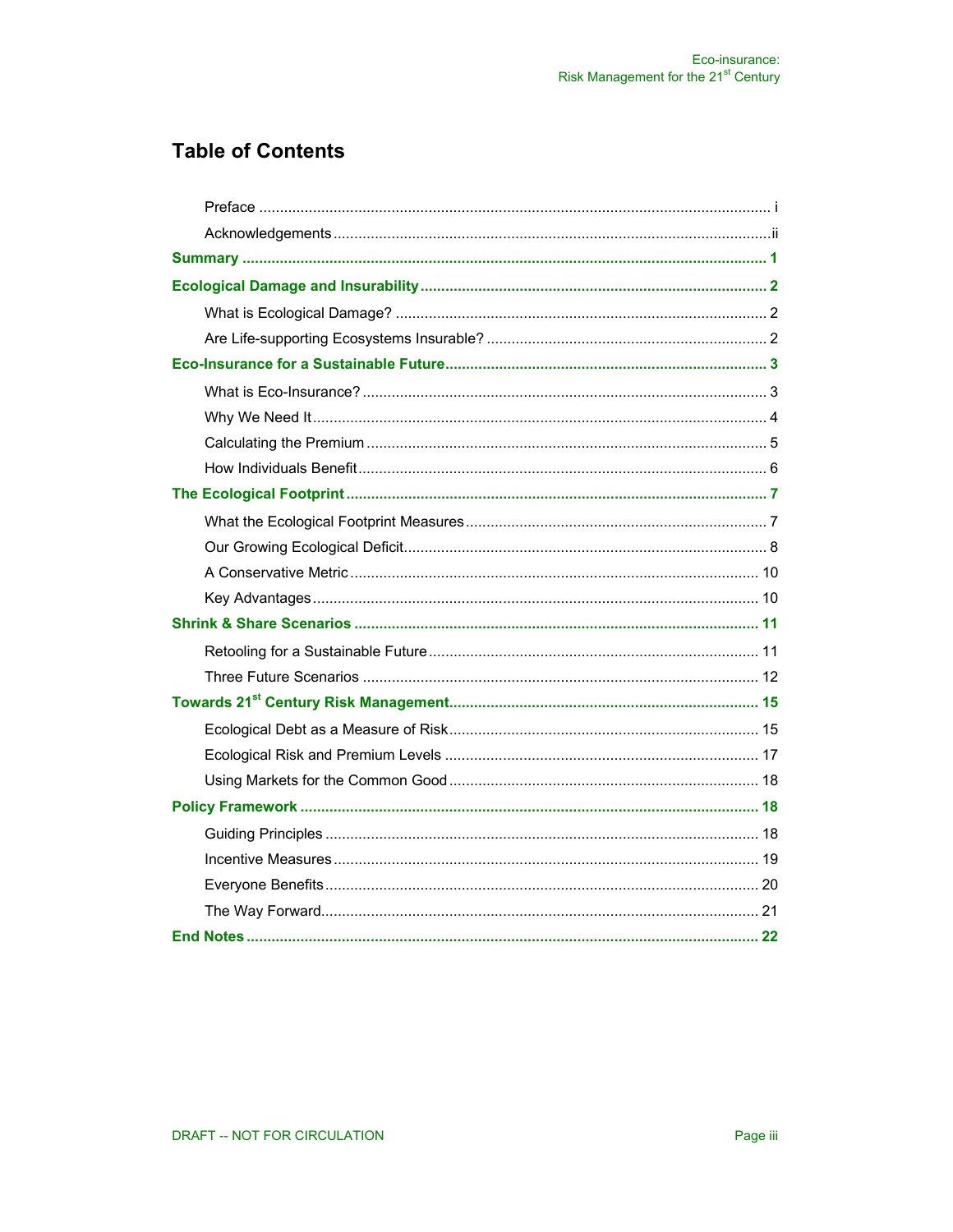# Table of Contents

- Preface ... i
- Acknowledgements ... ii

**Summary ... 1**

**Ecological Damage and Insurability ... 2**

- What is Ecological Damage? ... 2
- Are Life-supporting Ecosystems Insurable? ... 2

**Eco-Insurance for a Sustainable Future ... 3**

- What is Eco-Insurance? ... 3
- Why We Need It ... 4
- Calculating the Premium ... 5
- How Individuals Benefit ... 6

**The Ecological Footprint ... 7**

- What the Ecological Footprint Measures ... 7
- Our Growing Ecological Deficit ... 8
- A Conservative Metric ... 10
- Key Advantages ... 10

**Shrink & Share Scenarios ... 11**

- Retooling for a Sustainable Future ... 11
- Three Future Scenarios ... 12

**Towards 21st Century Risk Management ... 15**

- Ecological Debt as a Measure of Risk ... 15
- Ecological Risk and Premium Levels ... 17
- Using Markets for the Common Good ... 18

**Policy Framework ... 18**

- Guiding Principles ... 18
- Incentive Measures ... 19
- Everyone Benefits ... 20
- The Way Forward ... 21

**End Notes ... 22**

DRAFT -- NOT FOR CIRCULATION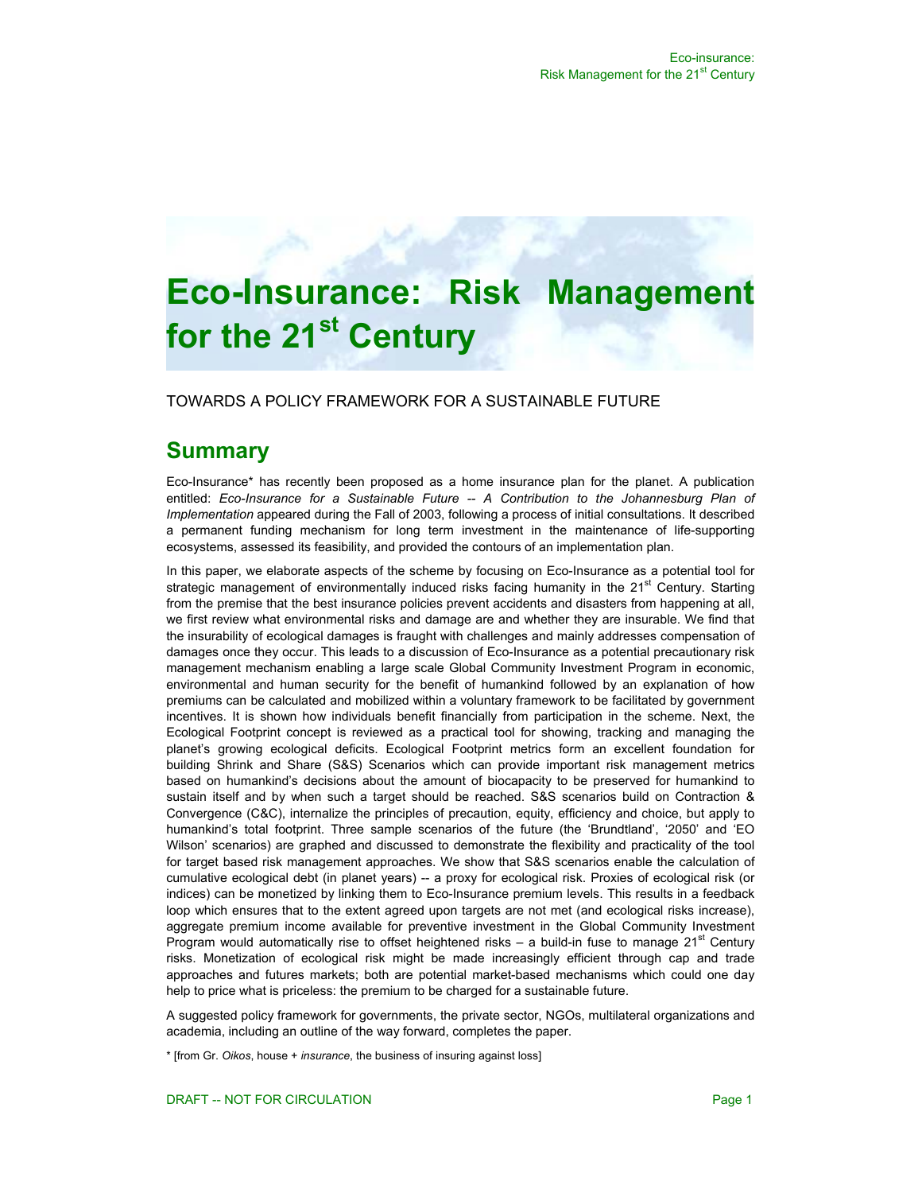# Eco-Insurance: Risk Management for the 21st Century

TOWARDS A POLICY FRAMEWORK FOR A SUSTAINABLE FUTURE

## Summary

Eco-Insurance* has recently been proposed as a home insurance plan for the planet. A publication entitled: *Eco-Insurance for a Sustainable Future -- A Contribution to the Johannesburg Plan of Implementation* appeared during the Fall of 2003, following a process of initial consultations. It described a permanent funding mechanism for long term investment in the maintenance of life-supporting ecosystems, assessed its feasibility, and provided the contours of an implementation plan.

In this paper, we elaborate aspects of the scheme by focusing on Eco-Insurance as a potential tool for strategic management of environmentally induced risks facing humanity in the 21st Century. Starting from the premise that the best insurance policies prevent accidents and disasters from happening at all, we first review what environmental risks and damage are and whether they are insurable. We find that the insurability of ecological damages is fraught with challenges and mainly addresses compensation of damages once they occur. This leads to a discussion of Eco-Insurance as a potential precautionary risk management mechanism enabling a large scale Global Community Investment Program in economic, environmental and human security for the benefit of humankind followed by an explanation of how premiums can be calculated and mobilized within a voluntary framework to be facilitated by government incentives. It is shown how individuals benefit financially from participation in the scheme. Next, the Ecological Footprint concept is reviewed as a practical tool for showing, tracking and managing the planet's growing ecological deficits. Ecological Footprint metrics form an excellent foundation for building Shrink and Share (S&S) Scenarios which can provide important risk management metrics based on humankind's decisions about the amount of biocapacity to be preserved for humankind to sustain itself and by when such a target should be reached. S&S scenarios build on Contraction & Convergence (C&C), internalize the principles of precaution, equity, efficiency and choice, but apply to humankind's total footprint. Three sample scenarios of the future (the 'Brundtland', '2050' and 'EO Wilson' scenarios) are graphed and discussed to demonstrate the flexibility and practicality of the tool for target based risk management approaches. We show that S&S scenarios enable the calculation of cumulative ecological debt (in planet years) -- a proxy for ecological risk. Proxies of ecological risk (or indices) can be monetized by linking them to Eco-Insurance premium levels. This results in a feedback loop which ensures that to the extent agreed upon targets are not met (and ecological risks increase), aggregate premium income available for preventive investment in the Global Community Investment Program would automatically rise to offset heightened risks – a build-in fuse to manage 21st Century risks. Monetization of ecological risk might be made increasingly efficient through cap and trade approaches and futures markets; both are potential market-based mechanisms which could one day help to price what is priceless: the premium to be charged for a sustainable future.

A suggested policy framework for governments, the private sector, NGOs, multilateral organizations and academia, including an outline of the way forward, completes the paper.

* [from Gr. *Oikos*, house + *insurance*, the business of insuring against loss]

DRAFT -- NOT FOR CIRCULATION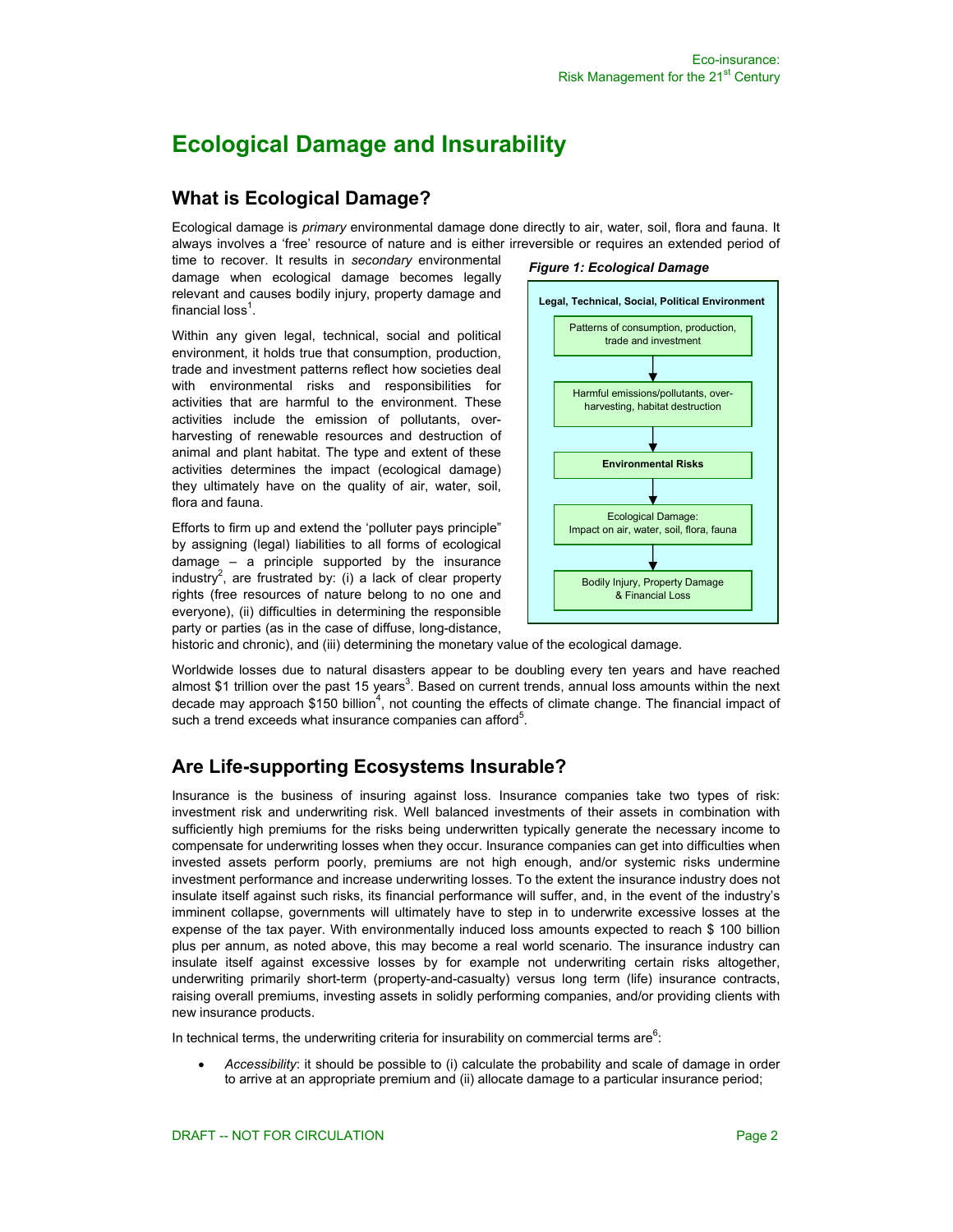# Ecological Damage and Insurability

## What is Ecological Damage?

Ecological damage is *primary* environmental damage done directly to air, water, soil, flora and fauna. It always involves a 'free' resource of nature and is either irreversible or requires an extended period of time to recover. It results in *secondary* environmental damage when ecological damage becomes legally relevant and causes bodily injury, property damage and financial loss[1].

Within any given legal, technical, social and political environment, it holds true that consumption, production, trade and investment patterns reflect how societies deal with environmental risks and responsibilities for activities that are harmful to the environment. These activities include the emission of pollutants, over-harvesting of renewable resources and destruction of animal and plant habitat. The type and extent of these activities determines the impact (ecological damage) they ultimately have on the quality of air, water, soil, flora and fauna.

***Figure 1: Ecological Damage***

**Legal, Technical, Social, Political Environment**

Patterns of consumption, production, trade and investment
↓
Harmful emissions/pollutants, over-harvesting, habitat destruction
↓
**Environmental Risks**
↓
Ecological Damage: Impact on air, water, soil, flora, fauna
↓
Bodily Injury, Property Damage & Financial Loss

Efforts to firm up and extend the 'polluter pays principle" by assigning (legal) liabilities to all forms of ecological damage – a principle supported by the insurance industry[2], are frustrated by: (i) a lack of clear property rights (free resources of nature belong to no one and everyone), (ii) difficulties in determining the responsible party or parties (as in the case of diffuse, long-distance, historic and chronic), and (iii) determining the monetary value of the ecological damage.

Worldwide losses due to natural disasters appear to be doubling every ten years and have reached almost $1 trillion over the past 15 years[3]. Based on current trends, annual loss amounts within the next decade may approach $150 billion[4], not counting the effects of climate change. The financial impact of such a trend exceeds what insurance companies can afford[5].

## Are Life-supporting Ecosystems Insurable?

Insurance is the business of insuring against loss. Insurance companies take two types of risk: investment risk and underwriting risk. Well balanced investments of their assets in combination with sufficiently high premiums for the risks being underwritten typically generate the necessary income to compensate for underwriting losses when they occur. Insurance companies can get into difficulties when invested assets perform poorly, premiums are not high enough, and/or systemic risks undermine investment performance and increase underwriting losses. To the extent the insurance industry does not insulate itself against such risks, its financial performance will suffer, and, in the event of the industry's imminent collapse, governments will ultimately have to step in to underwrite excessive losses at the expense of the tax payer. With environmentally induced loss amounts expected to reach $ 100 billion plus per annum, as noted above, this may become a real world scenario. The insurance industry can insulate itself against excessive losses by for example not underwriting certain risks altogether, underwriting primarily short-term (property-and-casualty) versus long term (life) insurance contracts, raising overall premiums, investing assets in solidly performing companies, and/or providing clients with new insurance products.

In technical terms, the underwriting criteria for insurability on commercial terms are[6]:

- *Accessibility*: it should be possible to (i) calculate the probability and scale of damage in order to arrive at an appropriate premium and (ii) allocate damage to a particular insurance period;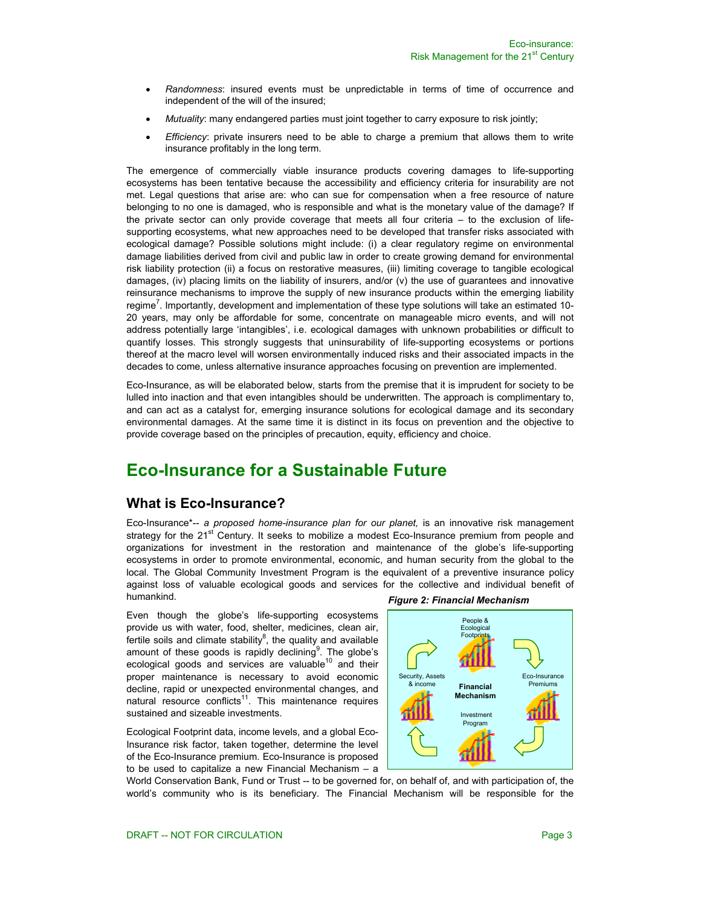- *Randomness*: insured events must be unpredictable in terms of time of occurrence and independent of the will of the insured;
- *Mutuality*: many endangered parties must joint together to carry exposure to risk jointly;
- *Efficiency*: private insurers need to be able to charge a premium that allows them to write insurance profitably in the long term.

The emergence of commercially viable insurance products covering damages to life-supporting ecosystems has been tentative because the accessibility and efficiency criteria for insurability are not met. Legal questions that arise are: who can sue for compensation when a free resource of nature belonging to no one is damaged, who is responsible and what is the monetary value of the damage? If the private sector can only provide coverage that meets all four criteria – to the exclusion of life-supporting ecosystems, what new approaches need to be developed that transfer risks associated with ecological damage? Possible solutions might include: (i) a clear regulatory regime on environmental damage liabilities derived from civil and public law in order to create growing demand for environmental risk liability protection (ii) a focus on restorative measures, (iii) limiting coverage to tangible ecological damages, (iv) placing limits on the liability of insurers, and/or (v) the use of guarantees and innovative reinsurance mechanisms to improve the supply of new insurance products within the emerging liability regime[7]. Importantly, development and implementation of these type solutions will take an estimated 10-20 years, may only be affordable for some, concentrate on manageable micro events, and will not address potentially large 'intangibles', i.e. ecological damages with unknown probabilities or difficult to quantify losses. This strongly suggests that uninsurability of life-supporting ecosystems or portions thereof at the macro level will worsen environmentally induced risks and their associated impacts in the decades to come, unless alternative insurance approaches focusing on prevention are implemented.

Eco-Insurance, as will be elaborated below, starts from the premise that it is imprudent for society to be lulled into inaction and that even intangibles should be underwritten. The approach is complimentary to, and can act as a catalyst for, emerging insurance solutions for ecological damage and its secondary environmental damages. At the same time it is distinct in its focus on prevention and the objective to provide coverage based on the principles of precaution, equity, efficiency and choice.

# Eco-Insurance for a Sustainable Future

## What is Eco-Insurance?

Eco-Insurance*-- *a proposed home-insurance plan for our planet,* is an innovative risk management strategy for the 21st Century. It seeks to mobilize a modest Eco-Insurance premium from people and organizations for investment in the restoration and maintenance of the globe's life-supporting ecosystems in order to promote environmental, economic, and human security from the global to the local. The Global Community Investment Program is the equivalent of a preventive insurance policy against loss of valuable ecological goods and services for the collective and individual benefit of humankind.

***Figure 2: Financial Mechanism***

Even though the globe's life-supporting ecosystems provide us with water, food, shelter, medicines, clean air, fertile soils and climate stability[8], the quality and available amount of these goods is rapidly declining[9]. The globe's ecological goods and services are valuable[10] and their proper maintenance is necessary to avoid economic decline, rapid or unexpected environmental changes, and natural resource conflicts[11]. This maintenance requires sustained and sizeable investments.

Ecological Footprint data, income levels, and a global Eco-Insurance risk factor, taken together, determine the level of the Eco-Insurance premium. Eco-Insurance is proposed to be used to capitalize a new Financial Mechanism – a World Conservation Bank, Fund or Trust -- to be governed for, on behalf of, and with participation of, the world's community who is its beneficiary. The Financial Mechanism will be responsible for the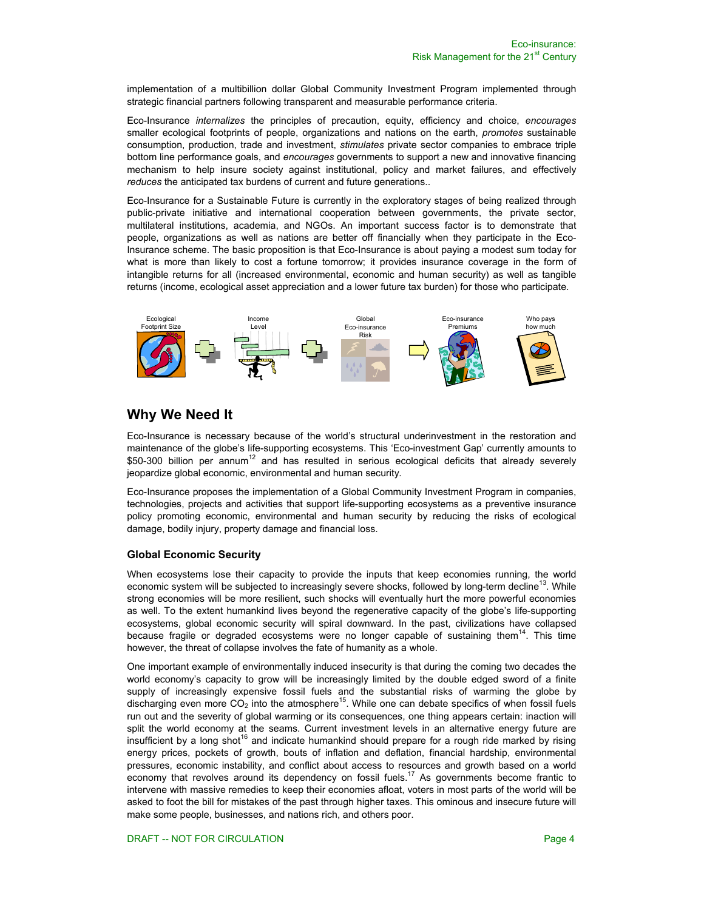implementation of a multibillion dollar Global Community Investment Program implemented through strategic financial partners following transparent and measurable performance criteria.

Eco-Insurance *internalizes* the principles of precaution, equity, efficiency and choice, *encourages* smaller ecological footprints of people, organizations and nations on the earth, *promotes* sustainable consumption, production, trade and investment, *stimulates* private sector companies to embrace triple bottom line performance goals, and *encourages* governments to support a new and innovative financing mechanism to help insure society against institutional, policy and market failures, and effectively *reduces* the anticipated tax burdens of current and future generations..

Eco-Insurance for a Sustainable Future is currently in the exploratory stages of being realized through public-private initiative and international cooperation between governments, the private sector, multilateral institutions, academia, and NGOs. An important success factor is to demonstrate that people, organizations as well as nations are better off financially when they participate in the Eco-Insurance scheme. The basic proposition is that Eco-Insurance is about paying a modest sum today for what is more than likely to cost a fortune tomorrow; it provides insurance coverage in the form of intangible returns for all (increased environmental, economic and human security) as well as tangible returns (income, ecological asset appreciation and a lower future tax burden) for those who participate.

Ecological Footprint Size + Income Level + Global Eco-insurance Risk → Eco-insurance Premiums — Who pays how much

## Why We Need It

Eco-Insurance is necessary because of the world's structural underinvestment in the restoration and maintenance of the globe's life-supporting ecosystems. This 'Eco-investment Gap' currently amounts to \$50-300 billion per annum[12] and has resulted in serious ecological deficits that already severely jeopardize global economic, environmental and human security.

Eco-Insurance proposes the implementation of a Global Community Investment Program in companies, technologies, projects and activities that support life-supporting ecosystems as a preventive insurance policy promoting economic, environmental and human security by reducing the risks of ecological damage, bodily injury, property damage and financial loss.

### Global Economic Security

When ecosystems lose their capacity to provide the inputs that keep economies running, the world economic system will be subjected to increasingly severe shocks, followed by long-term decline[13]. While strong economies will be more resilient, such shocks will eventually hurt the more powerful economies as well. To the extent humankind lives beyond the regenerative capacity of the globe's life-supporting ecosystems, global economic security will spiral downward. In the past, civilizations have collapsed because fragile or degraded ecosystems were no longer capable of sustaining them[14]. This time however, the threat of collapse involves the fate of humanity as a whole.

One important example of environmentally induced insecurity is that during the coming two decades the world economy's capacity to grow will be increasingly limited by the double edged sword of a finite supply of increasingly expensive fossil fuels and the substantial risks of warming the globe by discharging even more $CO_2$ into the atmosphere[15]. While one can debate specifics of when fossil fuels run out and the severity of global warming or its consequences, one thing appears certain: inaction will split the world economy at the seams. Current investment levels in an alternative energy future are insufficient by a long shot[16] and indicate humankind should prepare for a rough ride marked by rising energy prices, pockets of growth, bouts of inflation and deflation, financial hardship, environmental pressures, economic instability, and conflict about access to resources and growth based on a world economy that revolves around its dependency on fossil fuels.[17] As governments become frantic to intervene with massive remedies to keep their economies afloat, voters in most parts of the world will be asked to foot the bill for mistakes of the past through higher taxes. This ominous and insecure future will make some people, businesses, and nations rich, and others poor.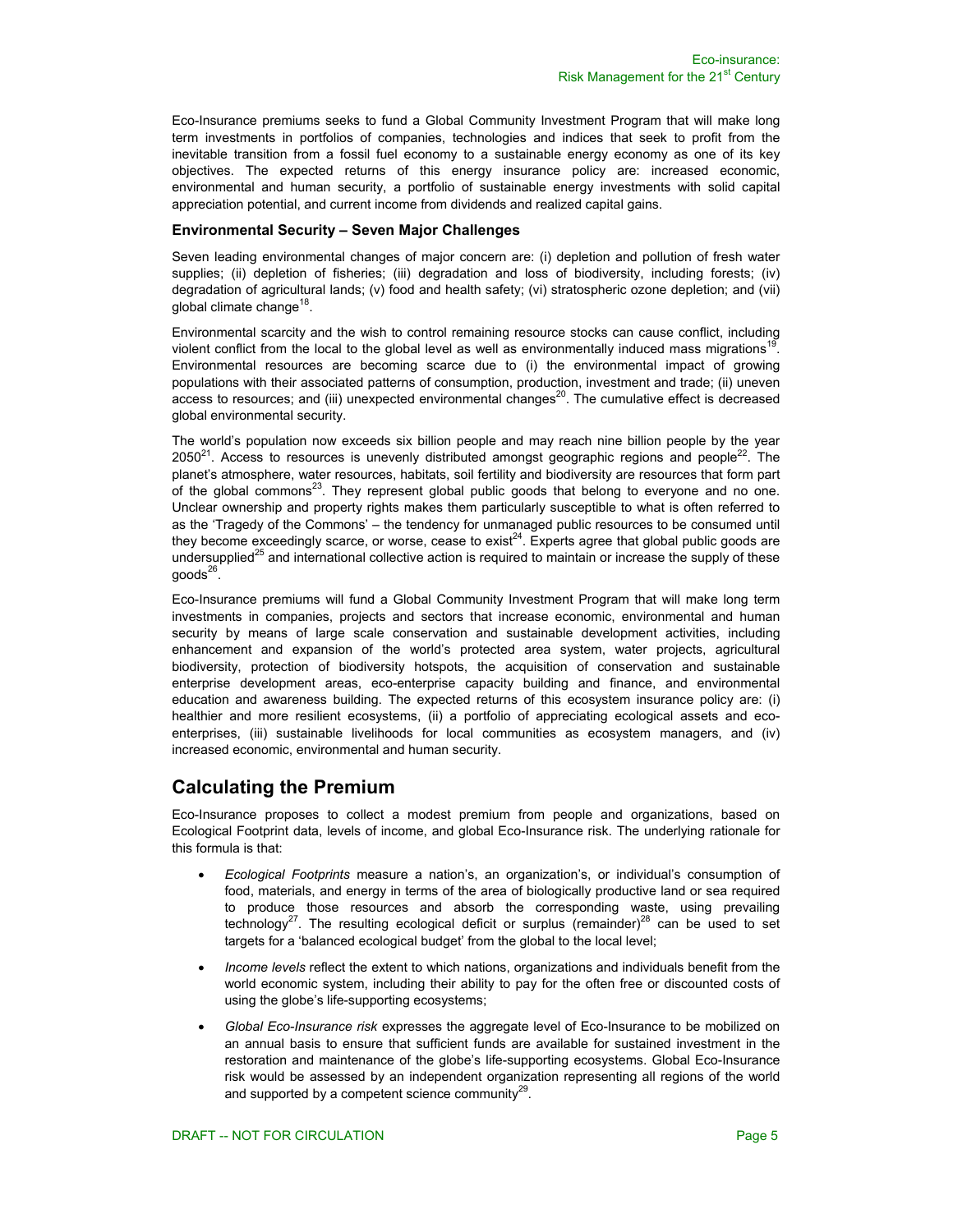Eco-Insurance premiums seeks to fund a Global Community Investment Program that will make long term investments in portfolios of companies, technologies and indices that seek to profit from the inevitable transition from a fossil fuel economy to a sustainable energy economy as one of its key objectives. The expected returns of this energy insurance policy are: increased economic, environmental and human security, a portfolio of sustainable energy investments with solid capital appreciation potential, and current income from dividends and realized capital gains.

### Environmental Security – Seven Major Challenges

Seven leading environmental changes of major concern are: (i) depletion and pollution of fresh water supplies; (ii) depletion of fisheries; (iii) degradation and loss of biodiversity, including forests; (iv) degradation of agricultural lands; (v) food and health safety; (vi) stratospheric ozone depletion; and (vii) global climate change[18].

Environmental scarcity and the wish to control remaining resource stocks can cause conflict, including violent conflict from the local to the global level as well as environmentally induced mass migrations[19]. Environmental resources are becoming scarce due to (i) the environmental impact of growing populations with their associated patterns of consumption, production, investment and trade; (ii) uneven access to resources; and (iii) unexpected environmental changes[20]. The cumulative effect is decreased global environmental security.

The world's population now exceeds six billion people and may reach nine billion people by the year 2050[21]. Access to resources is unevenly distributed amongst geographic regions and people[22]. The planet's atmosphere, water resources, habitats, soil fertility and biodiversity are resources that form part of the global commons[23]. They represent global public goods that belong to everyone and no one. Unclear ownership and property rights makes them particularly susceptible to what is often referred to as the 'Tragedy of the Commons' – the tendency for unmanaged public resources to be consumed until they become exceedingly scarce, or worse, cease to exist[24]. Experts agree that global public goods are undersupplied[25] and international collective action is required to maintain or increase the supply of these goods[26].

Eco-Insurance premiums will fund a Global Community Investment Program that will make long term investments in companies, projects and sectors that increase economic, environmental and human security by means of large scale conservation and sustainable development activities, including enhancement and expansion of the world's protected area system, water projects, agricultural biodiversity, protection of biodiversity hotspots, the acquisition of conservation and sustainable enterprise development areas, eco-enterprise capacity building and finance, and environmental education and awareness building. The expected returns of this ecosystem insurance policy are: (i) healthier and more resilient ecosystems, (ii) a portfolio of appreciating ecological assets and eco-enterprises, (iii) sustainable livelihoods for local communities as ecosystem managers, and (iv) increased economic, environmental and human security.

## Calculating the Premium

Eco-Insurance proposes to collect a modest premium from people and organizations, based on Ecological Footprint data, levels of income, and global Eco-Insurance risk. The underlying rationale for this formula is that:

- *Ecological Footprints* measure a nation's, an organization's, or individual's consumption of food, materials, and energy in terms of the area of biologically productive land or sea required to produce those resources and absorb the corresponding waste, using prevailing technology[27]. The resulting ecological deficit or surplus (remainder)[28] can be used to set targets for a 'balanced ecological budget' from the global to the local level;
- *Income levels* reflect the extent to which nations, organizations and individuals benefit from the world economic system, including their ability to pay for the often free or discounted costs of using the globe's life-supporting ecosystems;
- *Global Eco-Insurance risk* expresses the aggregate level of Eco-Insurance to be mobilized on an annual basis to ensure that sufficient funds are available for sustained investment in the restoration and maintenance of the globe's life-supporting ecosystems. Global Eco-Insurance risk would be assessed by an independent organization representing all regions of the world and supported by a competent science community[29].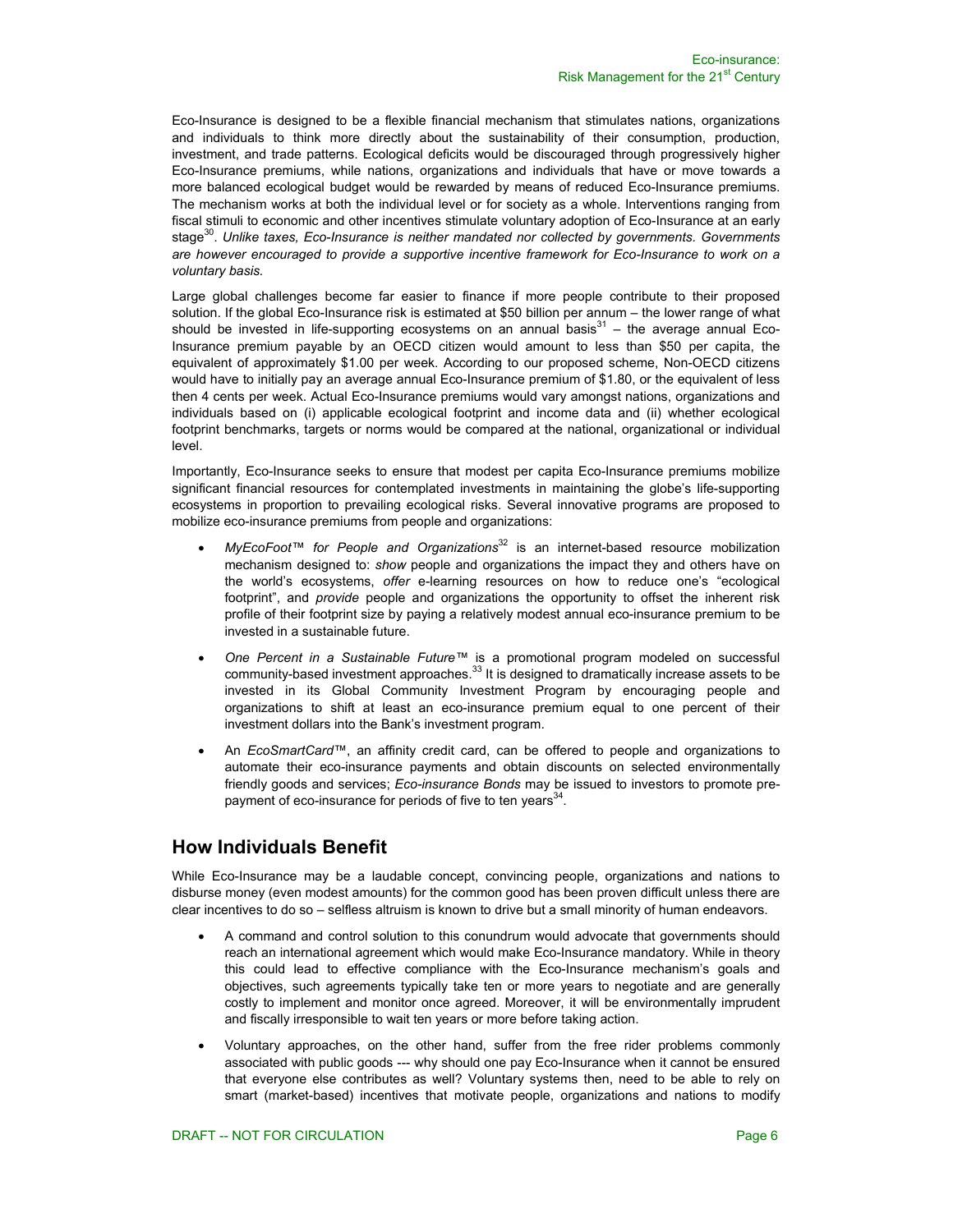Eco-Insurance is designed to be a flexible financial mechanism that stimulates nations, organizations and individuals to think more directly about the sustainability of their consumption, production, investment, and trade patterns. Ecological deficits would be discouraged through progressively higher Eco-Insurance premiums, while nations, organizations and individuals that have or move towards a more balanced ecological budget would be rewarded by means of reduced Eco-Insurance premiums. The mechanism works at both the individual level or for society as a whole. Interventions ranging from fiscal stimuli to economic and other incentives stimulate voluntary adoption of Eco-Insurance at an early stage[30]. *Unlike taxes, Eco-Insurance is neither mandated nor collected by governments. Governments are however encouraged to provide a supportive incentive framework for Eco-Insurance to work on a voluntary basis.*

Large global challenges become far easier to finance if more people contribute to their proposed solution. If the global Eco-Insurance risk is estimated at $50 billion per annum – the lower range of what should be invested in life-supporting ecosystems on an annual basis[31] – the average annual Eco-Insurance premium payable by an OECD citizen would amount to less than $50 per capita, the equivalent of approximately $1.00 per week. According to our proposed scheme, Non-OECD citizens would have to initially pay an average annual Eco-Insurance premium of $1.80, or the equivalent of less then 4 cents per week. Actual Eco-Insurance premiums would vary amongst nations, organizations and individuals based on (i) applicable ecological footprint and income data and (ii) whether ecological footprint benchmarks, targets or norms would be compared at the national, organizational or individual level.

Importantly, Eco-Insurance seeks to ensure that modest per capita Eco-Insurance premiums mobilize significant financial resources for contemplated investments in maintaining the globe's life-supporting ecosystems in proportion to prevailing ecological risks. Several innovative programs are proposed to mobilize eco-insurance premiums from people and organizations:

- *MyEcoFoot™ for People and Organizations*[32] is an internet-based resource mobilization mechanism designed to: *show* people and organizations the impact they and others have on the world's ecosystems, *offer* e-learning resources on how to reduce one's "ecological footprint", and *provide* people and organizations the opportunity to offset the inherent risk profile of their footprint size by paying a relatively modest annual eco-insurance premium to be invested in a sustainable future.

- *One Percent in a Sustainable Future™* is a promotional program modeled on successful community-based investment approaches.[33] It is designed to dramatically increase assets to be invested in its Global Community Investment Program by encouraging people and organizations to shift at least an eco-insurance premium equal to one percent of their investment dollars into the Bank's investment program.

- An *EcoSmartCard™*, an affinity credit card, can be offered to people and organizations to automate their eco-insurance payments and obtain discounts on selected environmentally friendly goods and services; *Eco-insurance Bonds* may be issued to investors to promote pre-payment of eco-insurance for periods of five to ten years[34].

## How Individuals Benefit

While Eco-Insurance may be a laudable concept, convincing people, organizations and nations to disburse money (even modest amounts) for the common good has been proven difficult unless there are clear incentives to do so – selfless altruism is known to drive but a small minority of human endeavors.

- A command and control solution to this conundrum would advocate that governments should reach an international agreement which would make Eco-Insurance mandatory. While in theory this could lead to effective compliance with the Eco-Insurance mechanism's goals and objectives, such agreements typically take ten or more years to negotiate and are generally costly to implement and monitor once agreed. Moreover, it will be environmentally imprudent and fiscally irresponsible to wait ten years or more before taking action.

- Voluntary approaches, on the other hand, suffer from the free rider problems commonly associated with public goods --- why should one pay Eco-Insurance when it cannot be ensured that everyone else contributes as well? Voluntary systems then, need to be able to rely on smart (market-based) incentives that motivate people, organizations and nations to modify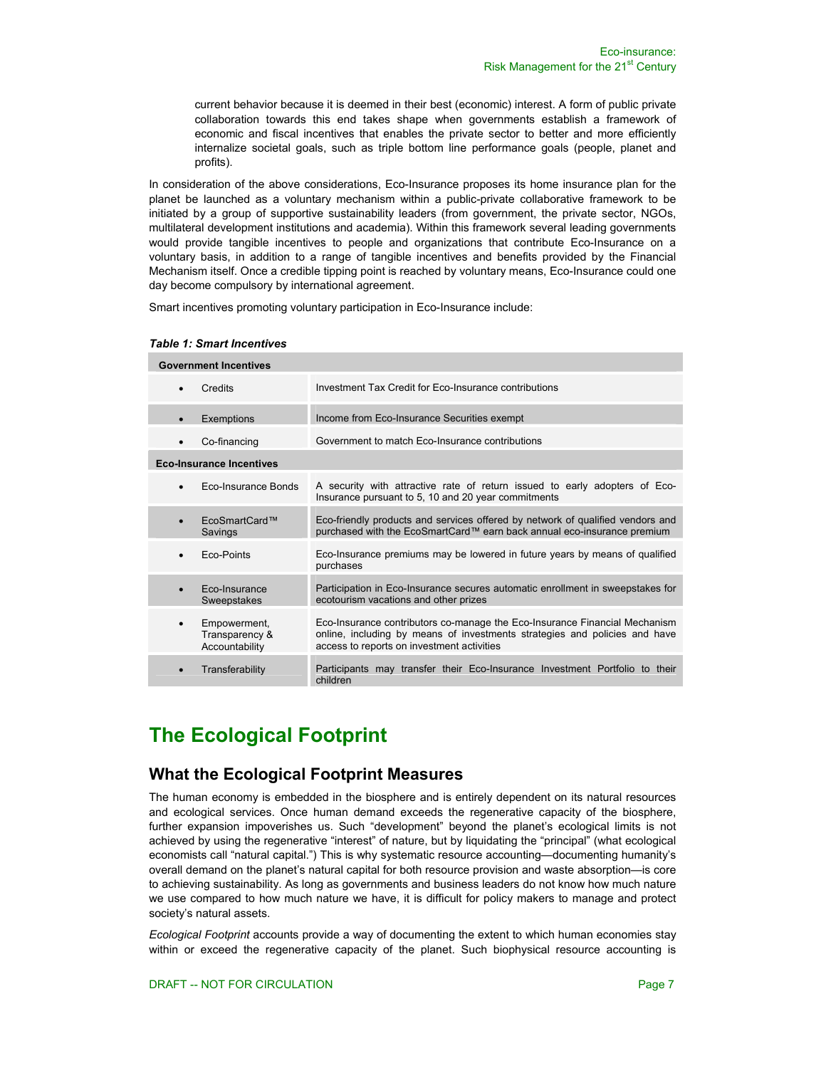current behavior because it is deemed in their best (economic) interest. A form of public private collaboration towards this end takes shape when governments establish a framework of economic and fiscal incentives that enables the private sector to better and more efficiently internalize societal goals, such as triple bottom line performance goals (people, planet and profits).

In consideration of the above considerations, Eco-Insurance proposes its home insurance plan for the planet be launched as a voluntary mechanism within a public-private collaborative framework to be initiated by a group of supportive sustainability leaders (from government, the private sector, NGOs, multilateral development institutions and academia). Within this framework several leading governments would provide tangible incentives to people and organizations that contribute Eco-Insurance on a voluntary basis, in addition to a range of tangible incentives and benefits provided by the Financial Mechanism itself. Once a credible tipping point is reached by voluntary means, Eco-Insurance could one day become compulsory by international agreement.

Smart incentives promoting voluntary participation in Eco-Insurance include:

***Table 1: Smart Incentives***

| **Government Incentives** | |
|---|---|
| • Credits | Investment Tax Credit for Eco-Insurance contributions |
| • Exemptions | Income from Eco-Insurance Securities exempt |
| • Co-financing | Government to match Eco-Insurance contributions |
| **Eco-Insurance Incentives** | |
| • Eco-Insurance Bonds | A security with attractive rate of return issued to early adopters of Eco-Insurance pursuant to 5, 10 and 20 year commitments |
| • EcoSmartCard™ Savings | Eco-friendly products and services offered by network of qualified vendors and purchased with the EcoSmartCard™ earn back annual eco-insurance premium |
| • Eco-Points | Eco-Insurance premiums may be lowered in future years by means of qualified purchases |
| • Eco-Insurance Sweepstakes | Participation in Eco-Insurance secures automatic enrollment in sweepstakes for ecotourism vacations and other prizes |
| • Empowerment, Transparency & Accountability | Eco-Insurance contributors co-manage the Eco-Insurance Financial Mechanism online, including by means of investments strategies and policies and have access to reports on investment activities |
| • Transferability | Participants may transfer their Eco-Insurance Investment Portfolio to their children |

# The Ecological Footprint

## What the Ecological Footprint Measures

The human economy is embedded in the biosphere and is entirely dependent on its natural resources and ecological services. Once human demand exceeds the regenerative capacity of the biosphere, further expansion impoverishes us. Such "development" beyond the planet's ecological limits is not achieved by using the regenerative "interest" of nature, but by liquidating the "principal" (what ecological economists call "natural capital.") This is why systematic resource accounting—documenting humanity's overall demand on the planet's natural capital for both resource provision and waste absorption—is core to achieving sustainability. As long as governments and business leaders do not know how much nature we use compared to how much nature we have, it is difficult for policy makers to manage and protect society's natural assets.

*Ecological Footprint* accounts provide a way of documenting the extent to which human economies stay within or exceed the regenerative capacity of the planet. Such biophysical resource accounting is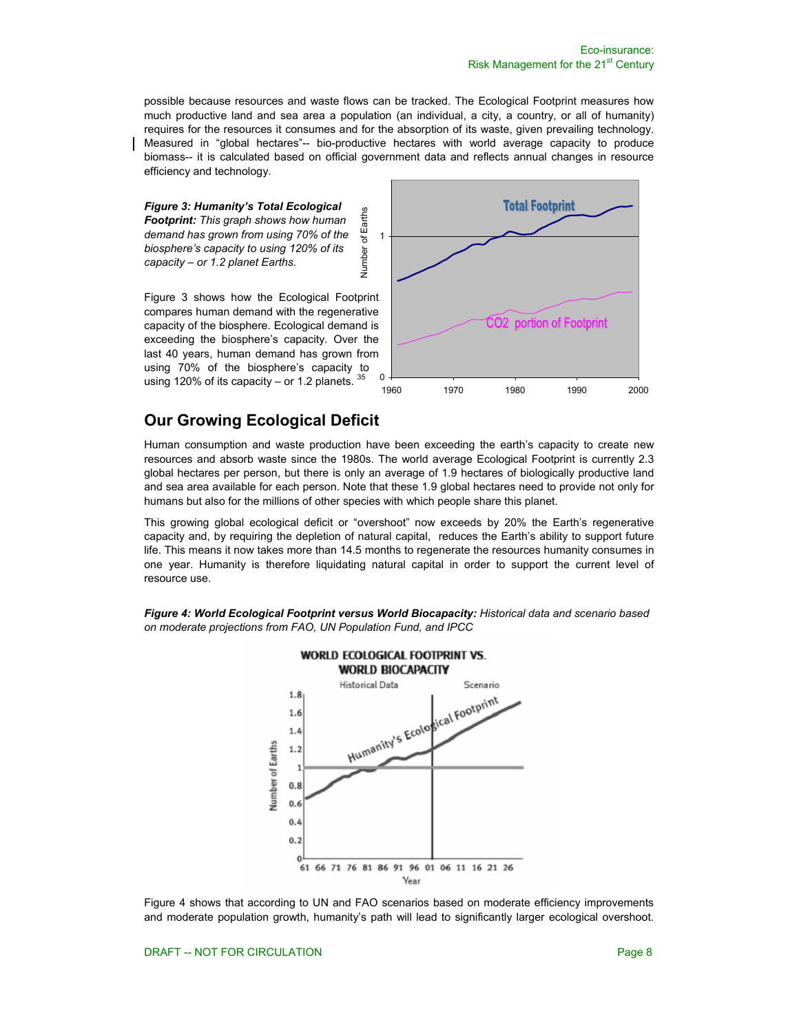possible because resources and waste flows can be tracked. The Ecological Footprint measures how much productive land and sea area a population (an individual, a city, a country, or all of humanity) requires for the resources it consumes and for the absorption of its waste, given prevailing technology. Measured in "global hectares"-- bio-productive hectares with world average capacity to produce biomass-- it is calculated based on official government data and reflects annual changes in resource efficiency and technology.

***Figure 3: Humanity's Total Ecological Footprint:*** *This graph shows how human demand has grown from using 70% of the biosphere's capacity to using 120% of its capacity – or 1.2 planet Earths.*

Figure 3 shows how the Ecological Footprint compares human demand with the regenerative capacity of the biosphere. Ecological demand is exceeding the biosphere's capacity. Over the last 40 years, human demand has grown from using 70% of the biosphere's capacity to using 120% of its capacity – or 1.2 planets. [35]

## Our Growing Ecological Deficit

Human consumption and waste production have been exceeding the earth's capacity to create new resources and absorb waste since the 1980s. The world average Ecological Footprint is currently 2.3 global hectares per person, but there is only an average of 1.9 hectares of biologically productive land and sea area available for each person. Note that these 1.9 global hectares need to provide not only for humans but also for the millions of other species with which people share this planet.

This growing global ecological deficit or "overshoot" now exceeds by 20% the Earth's regenerative capacity and, by requiring the depletion of natural capital, reduces the Earth's ability to support future life. This means it now takes more than 14.5 months to regenerate the resources humanity consumes in one year. Humanity is therefore liquidating natural capital in order to support the current level of resource use.

***Figure 4: World Ecological Footprint versus World Biocapacity:*** *Historical data and scenario based on moderate projections from FAO, UN Population Fund, and IPCC*

Figure 4 shows that according to UN and FAO scenarios based on moderate efficiency improvements and moderate population growth, humanity's path will lead to significantly larger ecological overshoot.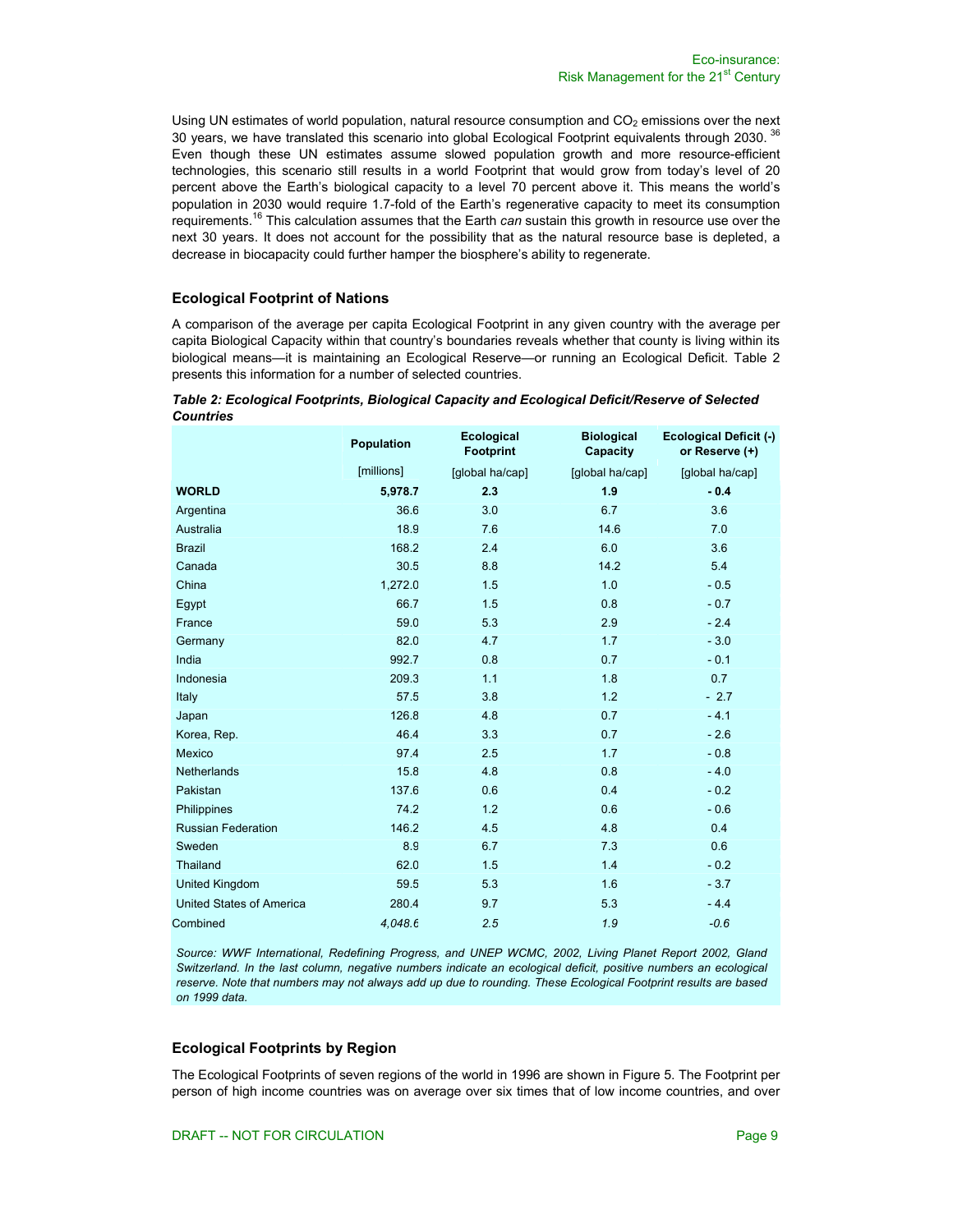Using UN estimates of world population, natural resource consumption and $CO_2$ emissions over the next 30 years, we have translated this scenario into global Ecological Footprint equivalents through 2030. [36] Even though these UN estimates assume slowed population growth and more resource-efficient technologies, this scenario still results in a world Footprint that would grow from today's level of 20 percent above the Earth's biological capacity to a level 70 percent above it. This means the world's population in 2030 would require 1.7-fold of the Earth's regenerative capacity to meet its consumption requirements.[16] This calculation assumes that the Earth *can* sustain this growth in resource use over the next 30 years. It does not account for the possibility that as the natural resource base is depleted, a decrease in biocapacity could further hamper the biosphere's ability to regenerate.

### Ecological Footprint of Nations

A comparison of the average per capita Ecological Footprint in any given country with the average per capita Biological Capacity within that country's boundaries reveals whether that county is living within its biological means—it is maintaining an Ecological Reserve—or running an Ecological Deficit. Table 2 presents this information for a number of selected countries.

***Table 2: Ecological Footprints, Biological Capacity and Ecological Deficit/Reserve of Selected Countries***

| | Population | Ecological Footprint | Biological Capacity | Ecological Deficit (-) or Reserve (+) |
|---|---|---|---|---|
| | [millions] | [global ha/cap] | [global ha/cap] | [global ha/cap] |
| **WORLD** | **5,978.7** | **2.3** | **1.9** | **- 0.4** |
| Argentina | 36.6 | 3.0 | 6.7 | 3.6 |
| Australia | 18.9 | 7.6 | 14.6 | 7.0 |
| Brazil | 168.2 | 2.4 | 6.0 | 3.6 |
| Canada | 30.5 | 8.8 | 14.2 | 5.4 |
| China | 1,272.0 | 1.5 | 1.0 | - 0.5 |
| Egypt | 66.7 | 1.5 | 0.8 | - 0.7 |
| France | 59.0 | 5.3 | 2.9 | - 2.4 |
| Germany | 82.0 | 4.7 | 1.7 | - 3.0 |
| India | 992.7 | 0.8 | 0.7 | - 0.1 |
| Indonesia | 209.3 | 1.1 | 1.8 | 0.7 |
| Italy | 57.5 | 3.8 | 1.2 | - 2.7 |
| Japan | 126.8 | 4.8 | 0.7 | - 4.1 |
| Korea, Rep. | 46.4 | 3.3 | 0.7 | - 2.6 |
| Mexico | 97.4 | 2.5 | 1.7 | - 0.8 |
| Netherlands | 15.8 | 4.8 | 0.8 | - 4.0 |
| Pakistan | 137.6 | 0.6 | 0.4 | - 0.2 |
| Philippines | 74.2 | 1.2 | 0.6 | - 0.6 |
| Russian Federation | 146.2 | 4.5 | 4.8 | 0.4 |
| Sweden | 8.9 | 6.7 | 7.3 | 0.6 |
| Thailand | 62.0 | 1.5 | 1.4 | - 0.2 |
| United Kingdom | 59.5 | 5.3 | 1.6 | - 3.7 |
| United States of America | 280.4 | 9.7 | 5.3 | - 4.4 |
| Combined | *4,048.6* | *2.5* | *1.9* | *-0.6* |

*Source: WWF International, Redefining Progress, and UNEP WCMC, 2002, Living Planet Report 2002, Gland Switzerland. In the last column, negative numbers indicate an ecological deficit, positive numbers an ecological reserve. Note that numbers may not always add up due to rounding. These Ecological Footprint results are based on 1999 data.*

### Ecological Footprints by Region

The Ecological Footprints of seven regions of the world in 1996 are shown in Figure 5. The Footprint per person of high income countries was on average over six times that of low income countries, and over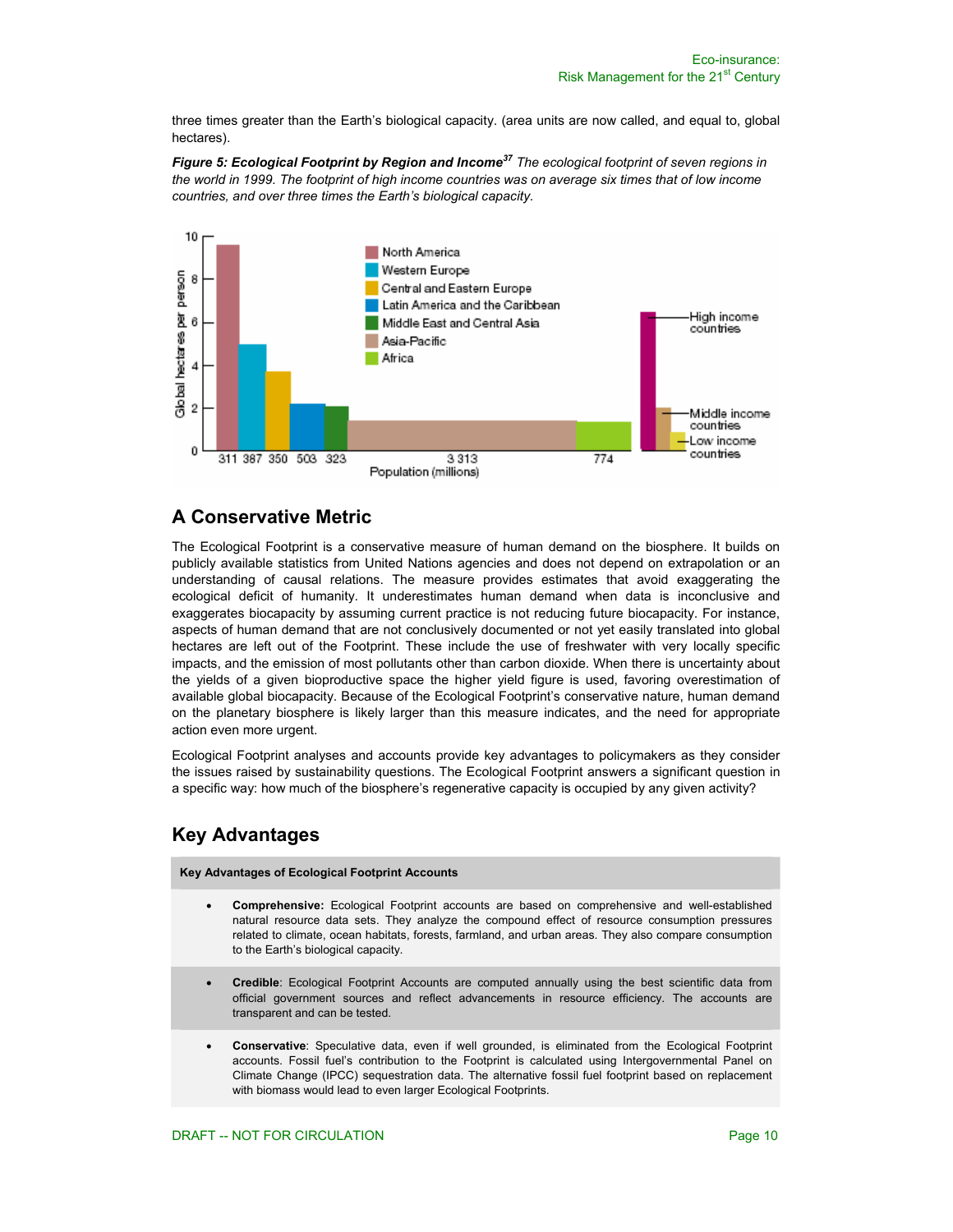three times greater than the Earth's biological capacity. (area units are now called, and equal to, global hectares).

***Figure 5: Ecological Footprint by Region and Income***[37] *The ecological footprint of seven regions in the world in 1999. The footprint of high income countries was on average six times that of low income countries, and over three times the Earth's biological capacity.*

## A Conservative Metric

The Ecological Footprint is a conservative measure of human demand on the biosphere. It builds on publicly available statistics from United Nations agencies and does not depend on extrapolation or an understanding of causal relations. The measure provides estimates that avoid exaggerating the ecological deficit of humanity. It underestimates human demand when data is inconclusive and exaggerates biocapacity by assuming current practice is not reducing future biocapacity. For instance, aspects of human demand that are not conclusively documented or not yet easily translated into global hectares are left out of the Footprint. These include the use of freshwater with very locally specific impacts, and the emission of most pollutants other than carbon dioxide. When there is uncertainty about the yields of a given bioproductive space the higher yield figure is used, favoring overestimation of available global biocapacity. Because of the Ecological Footprint's conservative nature, human demand on the planetary biosphere is likely larger than this measure indicates, and the need for appropriate action even more urgent.

Ecological Footprint analyses and accounts provide key advantages to policymakers as they consider the issues raised by sustainability questions. The Ecological Footprint answers a significant question in a specific way: how much of the biosphere's regenerative capacity is occupied by any given activity?

## Key Advantages

**Key Advantages of Ecological Footprint Accounts**

- **Comprehensive:** Ecological Footprint accounts are based on comprehensive and well-established natural resource data sets. They analyze the compound effect of resource consumption pressures related to climate, ocean habitats, forests, farmland, and urban areas. They also compare consumption to the Earth's biological capacity.
- **Credible**: Ecological Footprint Accounts are computed annually using the best scientific data from official government sources and reflect advancements in resource efficiency. The accounts are transparent and can be tested.
- **Conservative**: Speculative data, even if well grounded, is eliminated from the Ecological Footprint accounts. Fossil fuel's contribution to the Footprint is calculated using Intergovernmental Panel on Climate Change (IPCC) sequestration data. The alternative fossil fuel footprint based on replacement with biomass would lead to even larger Ecological Footprints.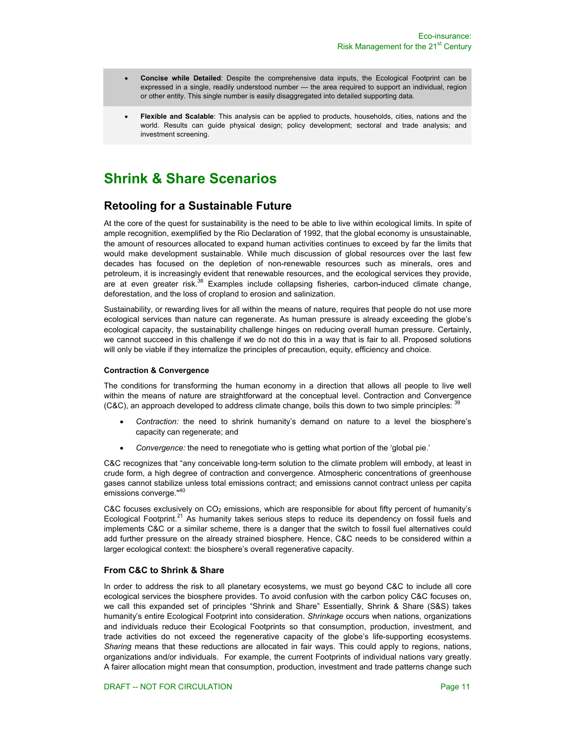- **Concise while Detailed**: Despite the comprehensive data inputs, the Ecological Footprint can be expressed in a single, readily understood number — the area required to support an individual, region or other entity. This single number is easily disaggregated into detailed supporting data.

- **Flexible and Scalable**: This analysis can be applied to products, households, cities, nations and the world. Results can guide physical design; policy development; sectoral and trade analysis; and investment screening.

# Shrink & Share Scenarios

## Retooling for a Sustainable Future

At the core of the quest for sustainability is the need to be able to live within ecological limits. In spite of ample recognition, exemplified by the Rio Declaration of 1992, that the global economy is unsustainable, the amount of resources allocated to expand human activities continues to exceed by far the limits that would make development sustainable. While much discussion of global resources over the last few decades has focused on the depletion of non-renewable resources such as minerals, ores and petroleum, it is increasingly evident that renewable resources, and the ecological services they provide, are at even greater risk.[38] Examples include collapsing fisheries, carbon-induced climate change, deforestation, and the loss of cropland to erosion and salinization.

Sustainability, or rewarding lives for all within the means of nature, requires that people do not use more ecological services than nature can regenerate. As human pressure is already exceeding the globe's ecological capacity, the sustainability challenge hinges on reducing overall human pressure. Certainly, we cannot succeed in this challenge if we do not do this in a way that is fair to all. Proposed solutions will only be viable if they internalize the principles of precaution, equity, efficiency and choice.

#### Contraction & Convergence

The conditions for transforming the human economy in a direction that allows all people to live well within the means of nature are straightforward at the conceptual level. Contraction and Convergence (C&C), an approach developed to address climate change, boils this down to two simple principles: [39]

- *Contraction:* the need to shrink humanity's demand on nature to a level the biosphere's capacity can regenerate; and
- *Convergence:* the need to renegotiate who is getting what portion of the 'global pie.'

C&C recognizes that "any conceivable long-term solution to the climate problem will embody, at least in crude form, a high degree of contraction and convergence. Atmospheric concentrations of greenhouse gases cannot stabilize unless total emissions contract; and emissions cannot contract unless per capita emissions converge."[40]

C&C focuses exclusively on $CO_2$ emissions, which are responsible for about fifty percent of humanity's Ecological Footprint.[21] As humanity takes serious steps to reduce its dependency on fossil fuels and implements C&C or a similar scheme, there is a danger that the switch to fossil fuel alternatives could add further pressure on the already strained biosphere. Hence, C&C needs to be considered within a larger ecological context: the biosphere's overall regenerative capacity.

### From C&C to Shrink & Share

In order to address the risk to all planetary ecosystems, we must go beyond C&C to include all core ecological services the biosphere provides. To avoid confusion with the carbon policy C&C focuses on, we call this expanded set of principles "Shrink and Share" Essentially, Shrink & Share (S&S) takes humanity's entire Ecological Footprint into consideration. *Shrinkage* occurs when nations, organizations and individuals reduce their Ecological Footprints so that consumption, production, investment, and trade activities do not exceed the regenerative capacity of the globe's life-supporting ecosystems. *Sharing* means that these reductions are allocated in fair ways. This could apply to regions, nations, organizations and/or individuals. For example, the current Footprints of individual nations vary greatly. A fairer allocation might mean that consumption, production, investment and trade patterns change such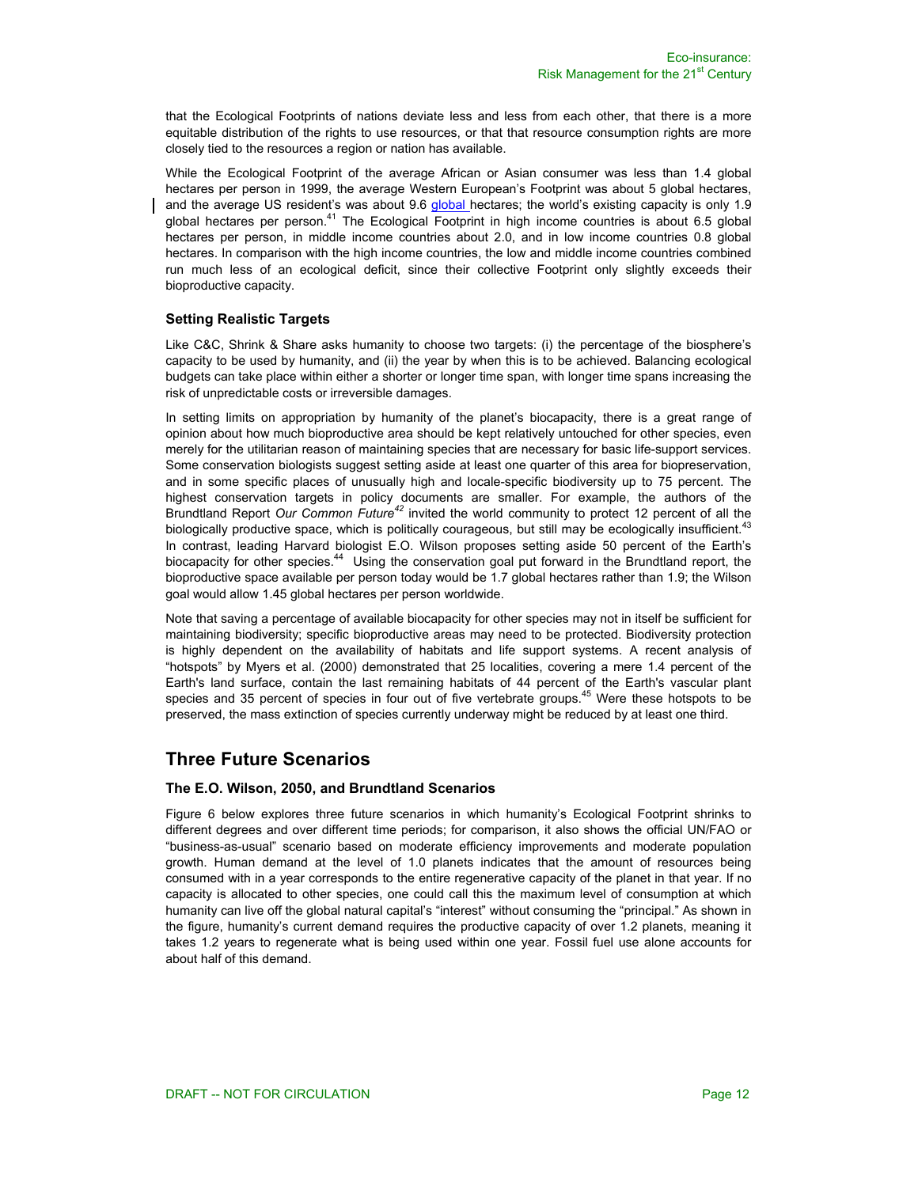that the Ecological Footprints of nations deviate less and less from each other, that there is a more equitable distribution of the rights to use resources, or that that resource consumption rights are more closely tied to the resources a region or nation has available.

While the Ecological Footprint of the average African or Asian consumer was less than 1.4 global hectares per person in 1999, the average Western European's Footprint was about 5 global hectares, and the average US resident's was about 9.6 global hectares; the world's existing capacity is only 1.9 global hectares per person.[41] The Ecological Footprint in high income countries is about 6.5 global hectares per person, in middle income countries about 2.0, and in low income countries 0.8 global hectares. In comparison with the high income countries, the low and middle income countries combined run much less of an ecological deficit, since their collective Footprint only slightly exceeds their bioproductive capacity.

### Setting Realistic Targets

Like C&C, Shrink & Share asks humanity to choose two targets: (i) the percentage of the biosphere's capacity to be used by humanity, and (ii) the year by when this is to be achieved. Balancing ecological budgets can take place within either a shorter or longer time span, with longer time spans increasing the risk of unpredictable costs or irreversible damages.

In setting limits on appropriation by humanity of the planet's biocapacity, there is a great range of opinion about how much bioproductive area should be kept relatively untouched for other species, even merely for the utilitarian reason of maintaining species that are necessary for basic life-support services. Some conservation biologists suggest setting aside at least one quarter of this area for biopreservation, and in some specific places of unusually high and locale-specific biodiversity up to 75 percent. The highest conservation targets in policy documents are smaller. For example, the authors of the Brundtland Report *Our Common Future*[42] invited the world community to protect 12 percent of all the biologically productive space, which is politically courageous, but still may be ecologically insufficient.[43] In contrast, leading Harvard biologist E.O. Wilson proposes setting aside 50 percent of the Earth's biocapacity for other species.[44] Using the conservation goal put forward in the Brundtland report, the bioproductive space available per person today would be 1.7 global hectares rather than 1.9; the Wilson goal would allow 1.45 global hectares per person worldwide.

Note that saving a percentage of available biocapacity for other species may not in itself be sufficient for maintaining biodiversity; specific bioproductive areas may need to be protected. Biodiversity protection is highly dependent on the availability of habitats and life support systems. A recent analysis of "hotspots" by Myers et al. (2000) demonstrated that 25 localities, covering a mere 1.4 percent of the Earth's land surface, contain the last remaining habitats of 44 percent of the Earth's vascular plant species and 35 percent of species in four out of five vertebrate groups.[45] Were these hotspots to be preserved, the mass extinction of species currently underway might be reduced by at least one third.

## Three Future Scenarios

### The E.O. Wilson, 2050, and Brundtland Scenarios

Figure 6 below explores three future scenarios in which humanity's Ecological Footprint shrinks to different degrees and over different time periods; for comparison, it also shows the official UN/FAO or "business-as-usual" scenario based on moderate efficiency improvements and moderate population growth. Human demand at the level of 1.0 planets indicates that the amount of resources being consumed with in a year corresponds to the entire regenerative capacity of the planet in that year. If no capacity is allocated to other species, one could call this the maximum level of consumption at which humanity can live off the global natural capital's "interest" without consuming the "principal." As shown in the figure, humanity's current demand requires the productive capacity of over 1.2 planets, meaning it takes 1.2 years to regenerate what is being used within one year. Fossil fuel use alone accounts for about half of this demand.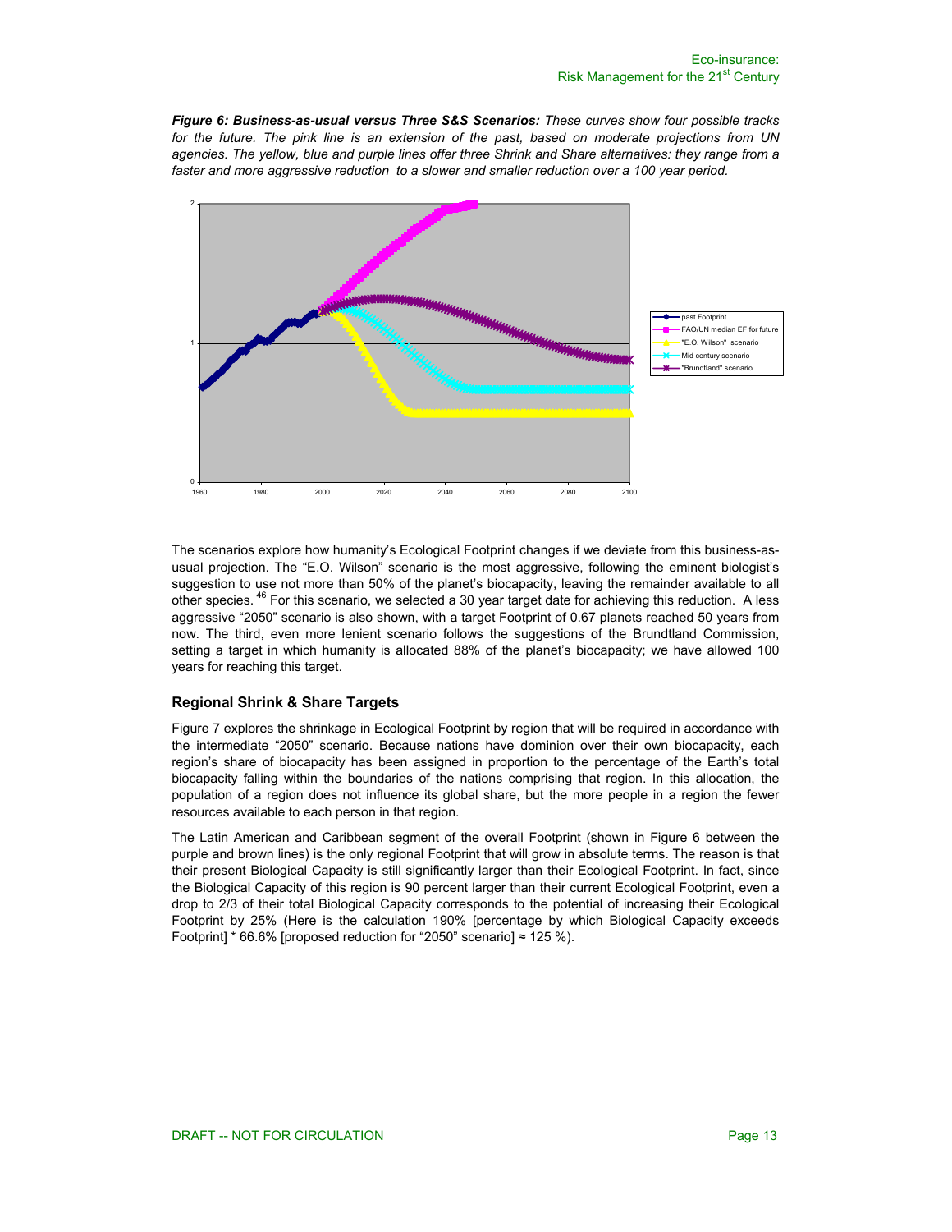***Figure 6: Business-as-usual versus Three S&S Scenarios:*** *These curves show four possible tracks for the future. The pink line is an extension of the past, based on moderate projections from UN agencies. The yellow, blue and purple lines offer three Shrink and Share alternatives: they range from a faster and more aggressive reduction to a slower and smaller reduction over a 100 year period.*

The scenarios explore how humanity's Ecological Footprint changes if we deviate from this business-as-usual projection. The "E.O. Wilson" scenario is the most aggressive, following the eminent biologist's suggestion to use not more than 50% of the planet's biocapacity, leaving the remainder available to all other species. [46] For this scenario, we selected a 30 year target date for achieving this reduction. A less aggressive "2050" scenario is also shown, with a target Footprint of 0.67 planets reached 50 years from now. The third, even more lenient scenario follows the suggestions of the Brundtland Commission, setting a target in which humanity is allocated 88% of the planet's biocapacity; we have allowed 100 years for reaching this target.

### Regional Shrink & Share Targets

Figure 7 explores the shrinkage in Ecological Footprint by region that will be required in accordance with the intermediate "2050" scenario. Because nations have dominion over their own biocapacity, each region's share of biocapacity has been assigned in proportion to the percentage of the Earth's total biocapacity falling within the boundaries of the nations comprising that region. In this allocation, the population of a region does not influence its global share, but the more people in a region the fewer resources available to each person in that region.

The Latin American and Caribbean segment of the overall Footprint (shown in Figure 6 between the purple and brown lines) is the only regional Footprint that will grow in absolute terms. The reason is that their present Biological Capacity is still significantly larger than their Ecological Footprint. In fact, since the Biological Capacity of this region is 90 percent larger than their current Ecological Footprint, even a drop to 2/3 of their total Biological Capacity corresponds to the potential of increasing their Ecological Footprint by 25% (Here is the calculation 190% [percentage by which Biological Capacity exceeds Footprint] * 66.6% [proposed reduction for "2050" scenario] ≈ 125 %).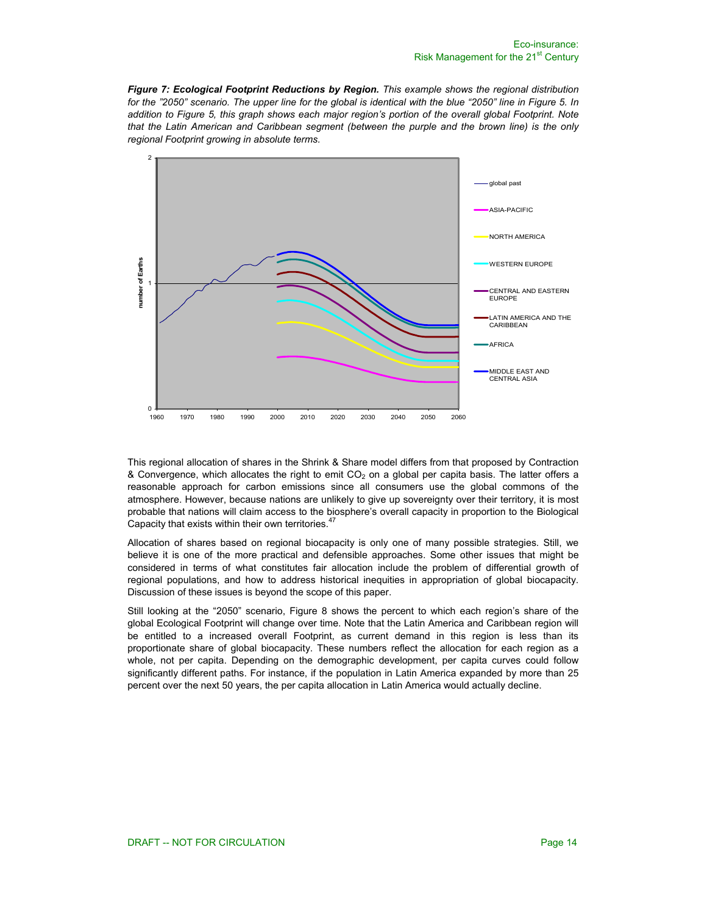***Figure 7: Ecological Footprint Reductions by Region.*** *This example shows the regional distribution for the "2050" scenario. The upper line for the global is identical with the blue "2050" line in Figure 5. In addition to Figure 5, this graph shows each major region's portion of the overall global Footprint. Note that the Latin American and Caribbean segment (between the purple and the brown line) is the only regional Footprint growing in absolute terms.*

This regional allocation of shares in the Shrink & Share model differs from that proposed by Contraction & Convergence, which allocates the right to emit $CO_2$ on a global per capita basis. The latter offers a reasonable approach for carbon emissions since all consumers use the global commons of the atmosphere. However, because nations are unlikely to give up sovereignty over their territory, it is most probable that nations will claim access to the biosphere's overall capacity in proportion to the Biological Capacity that exists within their own territories.[47]

Allocation of shares based on regional biocapacity is only one of many possible strategies. Still, we believe it is one of the more practical and defensible approaches. Some other issues that might be considered in terms of what constitutes fair allocation include the problem of differential growth of regional populations, and how to address historical inequities in appropriation of global biocapacity. Discussion of these issues is beyond the scope of this paper.

Still looking at the "2050" scenario, Figure 8 shows the percent to which each region's share of the global Ecological Footprint will change over time. Note that the Latin America and Caribbean region will be entitled to a increased overall Footprint, as current demand in this region is less than its proportionate share of global biocapacity. These numbers reflect the allocation for each region as a whole, not per capita. Depending on the demographic development, per capita curves could follow significantly different paths. For instance, if the population in Latin America expanded by more than 25 percent over the next 50 years, the per capita allocation in Latin America would actually decline.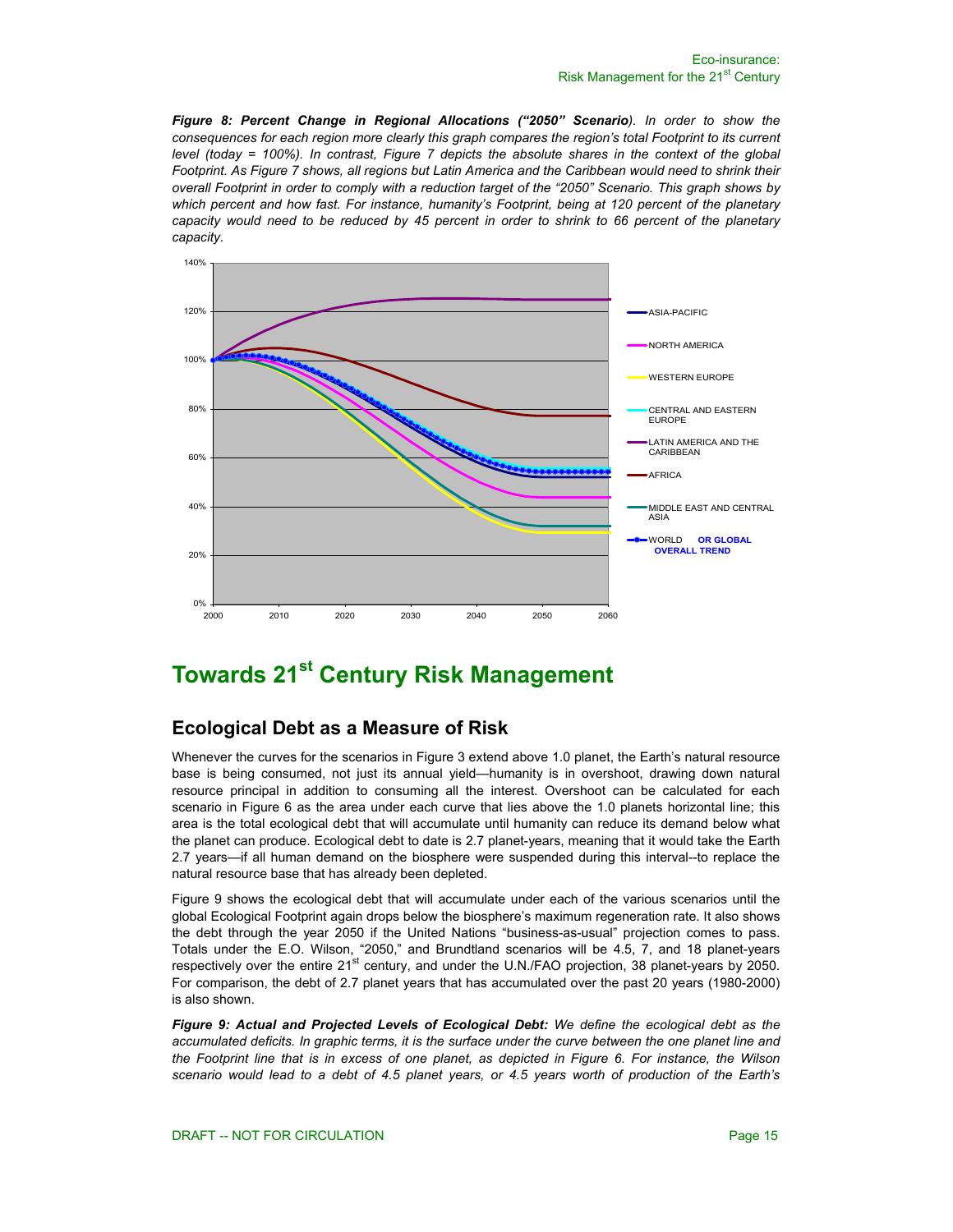***Figure 8: Percent Change in Regional Allocations ("2050" Scenario****). In order to show the consequences for each region more clearly this graph compares the region's total Footprint to its current level (today = 100%). In contrast, Figure 7 depicts the absolute shares in the context of the global Footprint. As Figure 7 shows, all regions but Latin America and the Caribbean would need to shrink their overall Footprint in order to comply with a reduction target of the "2050" Scenario. This graph shows by which percent and how fast. For instance, humanity's Footprint, being at 120 percent of the planetary capacity would need to be reduced by 45 percent in order to shrink to 66 percent of the planetary capacity.*

# Towards 21st Century Risk Management

## Ecological Debt as a Measure of Risk

Whenever the curves for the scenarios in Figure 3 extend above 1.0 planet, the Earth's natural resource base is being consumed, not just its annual yield—humanity is in overshoot, drawing down natural resource principal in addition to consuming all the interest. Overshoot can be calculated for each scenario in Figure 6 as the area under each curve that lies above the 1.0 planets horizontal line; this area is the total ecological debt that will accumulate until humanity can reduce its demand below what the planet can produce. Ecological debt to date is 2.7 planet-years, meaning that it would take the Earth 2.7 years—if all human demand on the biosphere were suspended during this interval--to replace the natural resource base that has already been depleted.

Figure 9 shows the ecological debt that will accumulate under each of the various scenarios until the global Ecological Footprint again drops below the biosphere's maximum regeneration rate. It also shows the debt through the year 2050 if the United Nations "business-as-usual" projection comes to pass. Totals under the E.O. Wilson, "2050," and Brundtland scenarios will be 4.5, 7, and 18 planet-years respectively over the entire 21st century, and under the U.N./FAO projection, 38 planet-years by 2050. For comparison, the debt of 2.7 planet years that has accumulated over the past 20 years (1980-2000) is also shown.

***Figure 9: Actual and Projected Levels of Ecological Debt:*** *We define the ecological debt as the accumulated deficits. In graphic terms, it is the surface under the curve between the one planet line and the Footprint line that is in excess of one planet, as depicted in Figure 6. For instance, the Wilson scenario would lead to a debt of 4.5 planet years, or 4.5 years worth of production of the Earth's*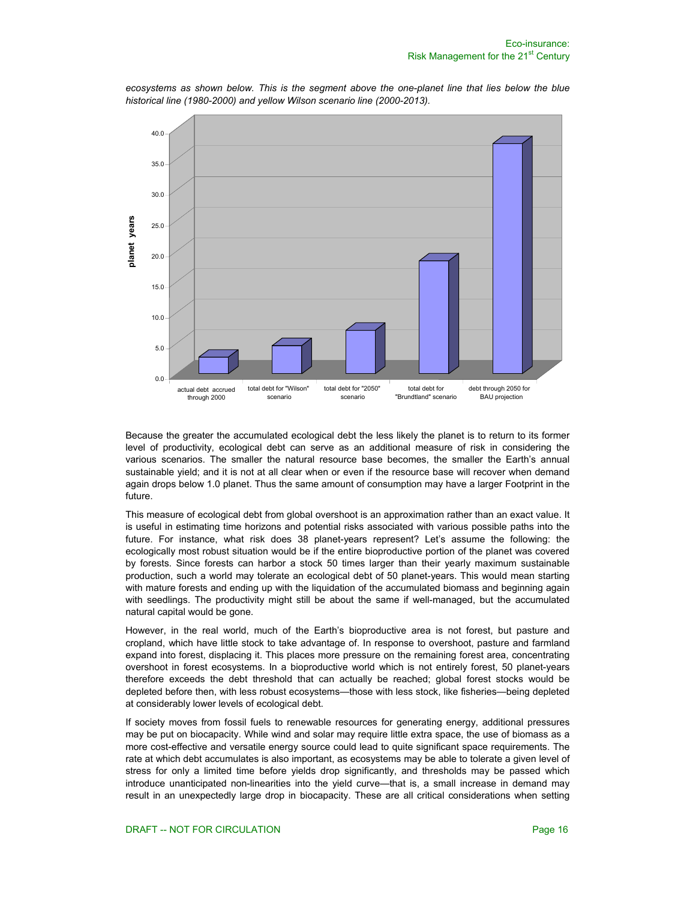*ecosystems as shown below. This is the segment above the one-planet line that lies below the blue historical line (1980-2000) and yellow Wilson scenario line (2000-2013).*

Because the greater the accumulated ecological debt the less likely the planet is to return to its former level of productivity, ecological debt can serve as an additional measure of risk in considering the various scenarios. The smaller the natural resource base becomes, the smaller the Earth's annual sustainable yield; and it is not at all clear when or even if the resource base will recover when demand again drops below 1.0 planet. Thus the same amount of consumption may have a larger Footprint in the future.

This measure of ecological debt from global overshoot is an approximation rather than an exact value. It is useful in estimating time horizons and potential risks associated with various possible paths into the future. For instance, what risk does 38 planet-years represent? Let's assume the following: the ecologically most robust situation would be if the entire bioproductive portion of the planet was covered by forests. Since forests can harbor a stock 50 times larger than their yearly maximum sustainable production, such a world may tolerate an ecological debt of 50 planet-years. This would mean starting with mature forests and ending up with the liquidation of the accumulated biomass and beginning again with seedlings. The productivity might still be about the same if well-managed, but the accumulated natural capital would be gone.

However, in the real world, much of the Earth's bioproductive area is not forest, but pasture and cropland, which have little stock to take advantage of. In response to overshoot, pasture and farmland expand into forest, displacing it. This places more pressure on the remaining forest area, concentrating overshoot in forest ecosystems. In a bioproductive world which is not entirely forest, 50 planet-years therefore exceeds the debt threshold that can actually be reached; global forest stocks would be depleted before then, with less robust ecosystems—those with less stock, like fisheries—being depleted at considerably lower levels of ecological debt.

If society moves from fossil fuels to renewable resources for generating energy, additional pressures may be put on biocapacity. While wind and solar may require little extra space, the use of biomass as a more cost-effective and versatile energy source could lead to quite significant space requirements. The rate at which debt accumulates is also important, as ecosystems may be able to tolerate a given level of stress for only a limited time before yields drop significantly, and thresholds may be passed which introduce unanticipated non-linearities into the yield curve—that is, a small increase in demand may result in an unexpectedly large drop in biocapacity. These are all critical considerations when setting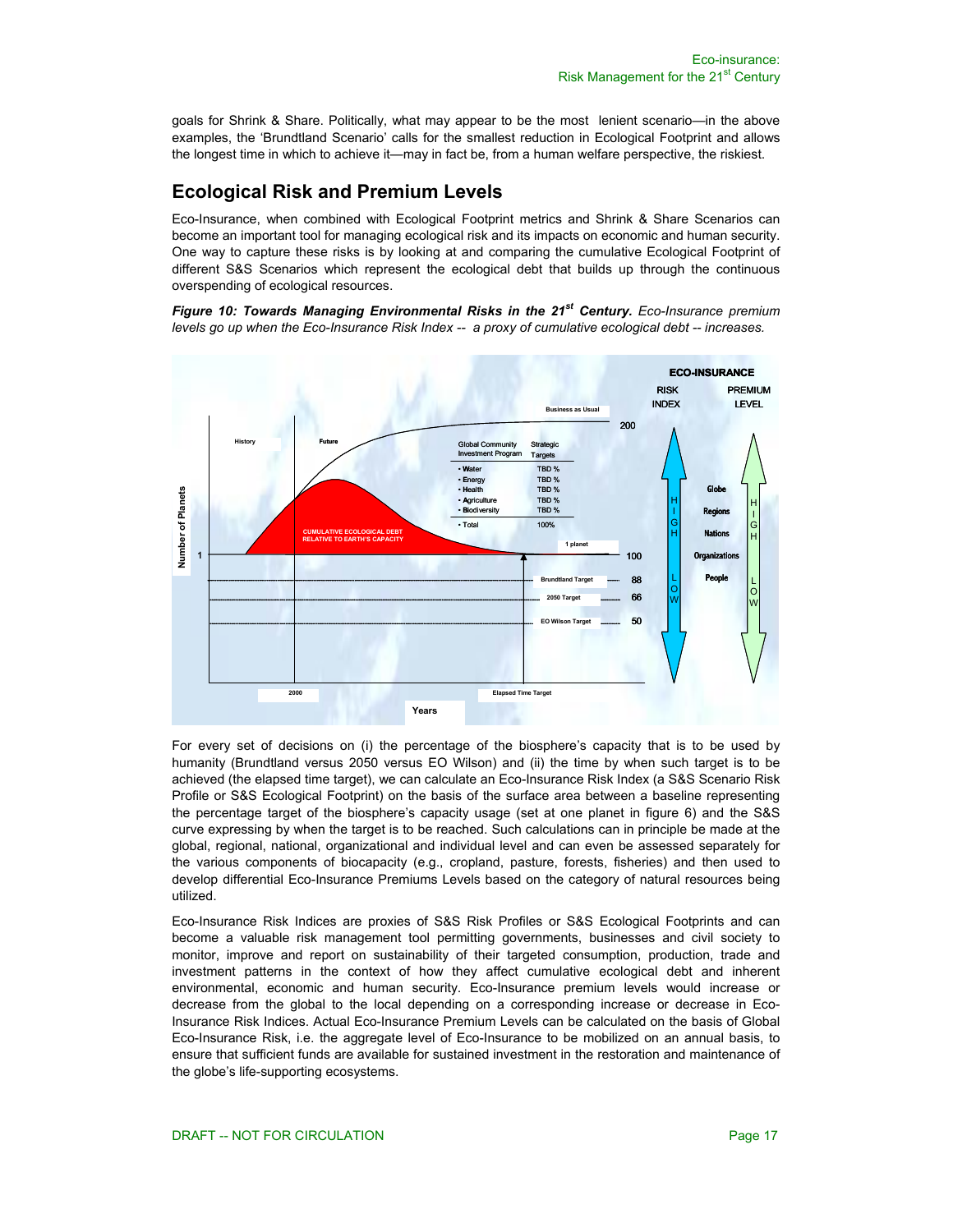goals for Shrink & Share. Politically, what may appear to be the most lenient scenario—in the above examples, the 'Brundtland Scenario' calls for the smallest reduction in Ecological Footprint and allows the longest time in which to achieve it—may in fact be, from a human welfare perspective, the riskiest.

## Ecological Risk and Premium Levels

Eco-Insurance, when combined with Ecological Footprint metrics and Shrink & Share Scenarios can become an important tool for managing ecological risk and its impacts on economic and human security. One way to capture these risks is by looking at and comparing the cumulative Ecological Footprint of different S&S Scenarios which represent the ecological debt that builds up through the continuous overspending of ecological resources.

***Figure 10: Towards Managing Environmental Risks in the 21st Century.*** *Eco-Insurance premium levels go up when the Eco-Insurance Risk Index -- a proxy of cumulative ecological debt -- increases.*

For every set of decisions on (i) the percentage of the biosphere's capacity that is to be used by humanity (Brundtland versus 2050 versus EO Wilson) and (ii) the time by when such target is to be achieved (the elapsed time target), we can calculate an Eco-Insurance Risk Index (a S&S Scenario Risk Profile or S&S Ecological Footprint) on the basis of the surface area between a baseline representing the percentage target of the biosphere's capacity usage (set at one planet in figure 6) and the S&S curve expressing by when the target is to be reached. Such calculations can in principle be made at the global, regional, national, organizational and individual level and can even be assessed separately for the various components of biocapacity (e.g., cropland, pasture, forests, fisheries) and then used to develop differential Eco-Insurance Premiums Levels based on the category of natural resources being utilized.

Eco-Insurance Risk Indices are proxies of S&S Risk Profiles or S&S Ecological Footprints and can become a valuable risk management tool permitting governments, businesses and civil society to monitor, improve and report on sustainability of their targeted consumption, production, trade and investment patterns in the context of how they affect cumulative ecological debt and inherent environmental, economic and human security. Eco-Insurance premium levels would increase or decrease from the global to the local depending on a corresponding increase or decrease in Eco-Insurance Risk Indices. Actual Eco-Insurance Premium Levels can be calculated on the basis of Global Eco-Insurance Risk, i.e. the aggregate level of Eco-Insurance to be mobilized on an annual basis, to ensure that sufficient funds are available for sustained investment in the restoration and maintenance of the globe's life-supporting ecosystems.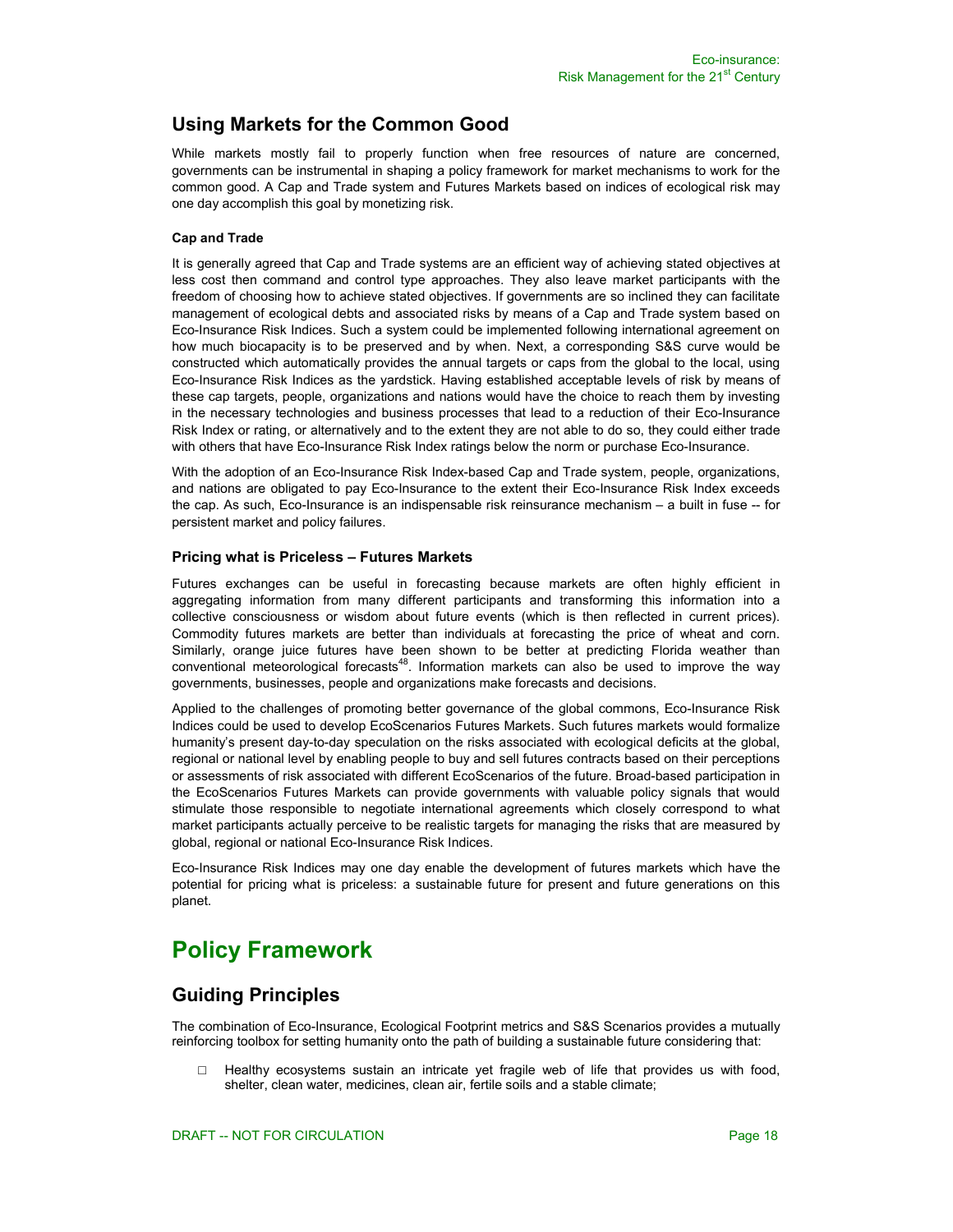## Using Markets for the Common Good

While markets mostly fail to properly function when free resources of nature are concerned, governments can be instrumental in shaping a policy framework for market mechanisms to work for the common good. A Cap and Trade system and Futures Markets based on indices of ecological risk may one day accomplish this goal by monetizing risk.

#### Cap and Trade

It is generally agreed that Cap and Trade systems are an efficient way of achieving stated objectives at less cost then command and control type approaches. They also leave market participants with the freedom of choosing how to achieve stated objectives. If governments are so inclined they can facilitate management of ecological debts and associated risks by means of a Cap and Trade system based on Eco-Insurance Risk Indices. Such a system could be implemented following international agreement on how much biocapacity is to be preserved and by when. Next, a corresponding S&S curve would be constructed which automatically provides the annual targets or caps from the global to the local, using Eco-Insurance Risk Indices as the yardstick. Having established acceptable levels of risk by means of these cap targets, people, organizations and nations would have the choice to reach them by investing in the necessary technologies and business processes that lead to a reduction of their Eco-Insurance Risk Index or rating, or alternatively and to the extent they are not able to do so, they could either trade with others that have Eco-Insurance Risk Index ratings below the norm or purchase Eco-Insurance.

With the adoption of an Eco-Insurance Risk Index-based Cap and Trade system, people, organizations, and nations are obligated to pay Eco-Insurance to the extent their Eco-Insurance Risk Index exceeds the cap. As such, Eco-Insurance is an indispensable risk reinsurance mechanism – a built in fuse -- for persistent market and policy failures.

#### Pricing what is Priceless – Futures Markets

Futures exchanges can be useful in forecasting because markets are often highly efficient in aggregating information from many different participants and transforming this information into a collective consciousness or wisdom about future events (which is then reflected in current prices). Commodity futures markets are better than individuals at forecasting the price of wheat and corn. Similarly, orange juice futures have been shown to be better at predicting Florida weather than conventional meteorological forecasts[48]. Information markets can also be used to improve the way governments, businesses, people and organizations make forecasts and decisions.

Applied to the challenges of promoting better governance of the global commons, Eco-Insurance Risk Indices could be used to develop EcoScenarios Futures Markets. Such futures markets would formalize humanity's present day-to-day speculation on the risks associated with ecological deficits at the global, regional or national level by enabling people to buy and sell futures contracts based on their perceptions or assessments of risk associated with different EcoScenarios of the future. Broad-based participation in the EcoScenarios Futures Markets can provide governments with valuable policy signals that would stimulate those responsible to negotiate international agreements which closely correspond to what market participants actually perceive to be realistic targets for managing the risks that are measured by global, regional or national Eco-Insurance Risk Indices.

Eco-Insurance Risk Indices may one day enable the development of futures markets which have the potential for pricing what is priceless: a sustainable future for present and future generations on this planet.

# Policy Framework

## Guiding Principles

The combination of Eco-Insurance, Ecological Footprint metrics and S&S Scenarios provides a mutually reinforcing toolbox for setting humanity onto the path of building a sustainable future considering that:

- Healthy ecosystems sustain an intricate yet fragile web of life that provides us with food, shelter, clean water, medicines, clean air, fertile soils and a stable climate;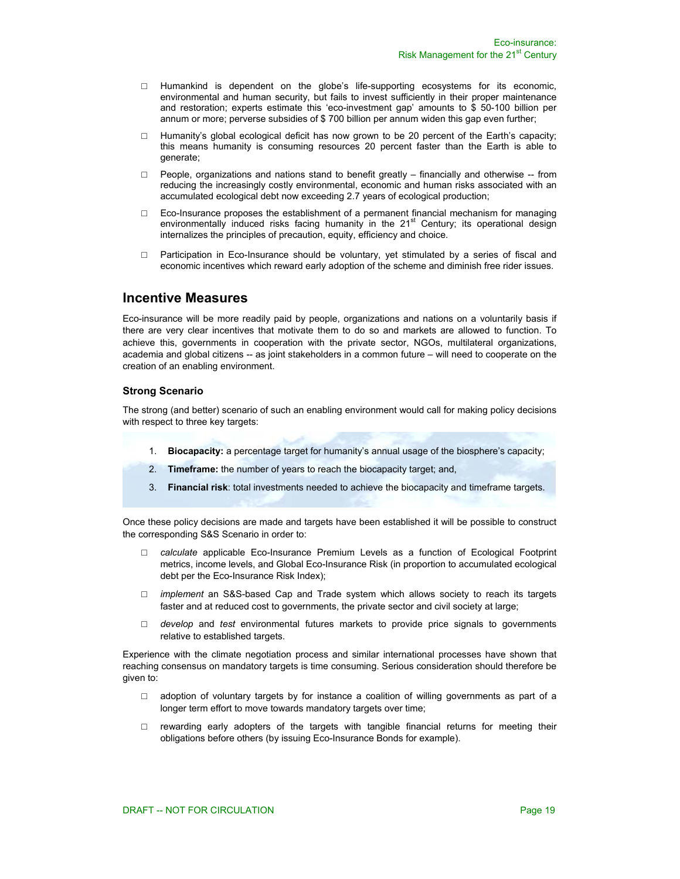- Humankind is dependent on the globe's life-supporting ecosystems for its economic, environmental and human security, but fails to invest sufficiently in their proper maintenance and restoration; experts estimate this 'eco-investment gap' amounts to $ 50-100 billion per annum or more; perverse subsidies of $ 700 billion per annum widen this gap even further;
- Humanity's global ecological deficit has now grown to be 20 percent of the Earth's capacity; this means humanity is consuming resources 20 percent faster than the Earth is able to generate;
- People, organizations and nations stand to benefit greatly – financially and otherwise -- from reducing the increasingly costly environmental, economic and human risks associated with an accumulated ecological debt now exceeding 2.7 years of ecological production;
- Eco-Insurance proposes the establishment of a permanent financial mechanism for managing environmentally induced risks facing humanity in the 21st Century; its operational design internalizes the principles of precaution, equity, efficiency and choice.
- Participation in Eco-Insurance should be voluntary, yet stimulated by a series of fiscal and economic incentives which reward early adoption of the scheme and diminish free rider issues.

## Incentive Measures

Eco-insurance will be more readily paid by people, organizations and nations on a voluntarily basis if there are very clear incentives that motivate them to do so and markets are allowed to function. To achieve this, governments in cooperation with the private sector, NGOs, multilateral organizations, academia and global citizens -- as joint stakeholders in a common future – will need to cooperate on the creation of an enabling environment.

### Strong Scenario

The strong (and better) scenario of such an enabling environment would call for making policy decisions with respect to three key targets:

1. **Biocapacity:** a percentage target for humanity's annual usage of the biosphere's capacity;
2. **Timeframe:** the number of years to reach the biocapacity target; and,
3. **Financial risk**: total investments needed to achieve the biocapacity and timeframe targets.

Once these policy decisions are made and targets have been established it will be possible to construct the corresponding S&S Scenario in order to:

- *calculate* applicable Eco-Insurance Premium Levels as a function of Ecological Footprint metrics, income levels, and Global Eco-Insurance Risk (in proportion to accumulated ecological debt per the Eco-Insurance Risk Index);
- *implement* an S&S-based Cap and Trade system which allows society to reach its targets faster and at reduced cost to governments, the private sector and civil society at large;
- *develop* and *test* environmental futures markets to provide price signals to governments relative to established targets.

Experience with the climate negotiation process and similar international processes have shown that reaching consensus on mandatory targets is time consuming. Serious consideration should therefore be given to:

- adoption of voluntary targets by for instance a coalition of willing governments as part of a longer term effort to move towards mandatory targets over time;
- rewarding early adopters of the targets with tangible financial returns for meeting their obligations before others (by issuing Eco-Insurance Bonds for example).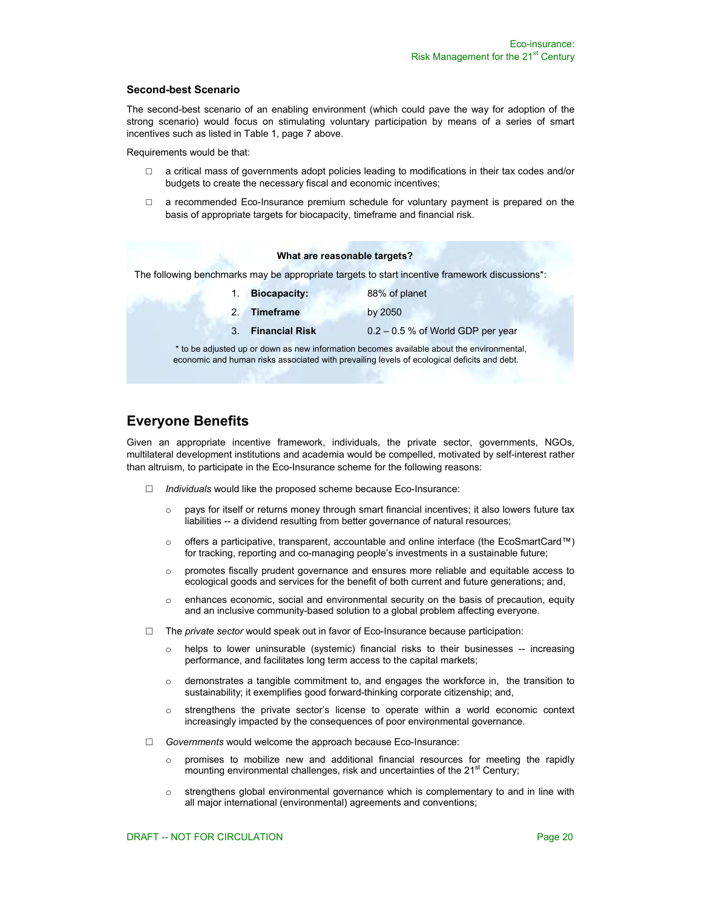### Second-best Scenario

The second-best scenario of an enabling environment (which could pave the way for adoption of the strong scenario) would focus on stimulating voluntary participation by means of a series of smart incentives such as listed in Table 1, page 7 above.

Requirements would be that:

- a critical mass of governments adopt policies leading to modifications in their tax codes and/or budgets to create the necessary fiscal and economic incentives;
- a recommended Eco-Insurance premium schedule for voluntary payment is prepared on the basis of appropriate targets for biocapacity, timeframe and financial risk.

**What are reasonable targets?**

The following benchmarks may be appropriate targets to start incentive framework discussions*:

1. **Biocapacity:** 88% of planet
2. **Timeframe** by 2050
3. **Financial Risk** 0.2 – 0.5 % of World GDP per year

\* to be adjusted up or down as new information becomes available about the environmental, economic and human risks associated with prevailing levels of ecological deficits and debt.

## Everyone Benefits

Given an appropriate incentive framework, individuals, the private sector, governments, NGOs, multilateral development institutions and academia would be compelled, motivated by self-interest rather than altruism, to participate in the Eco-Insurance scheme for the following reasons:

- *Individuals* would like the proposed scheme because Eco-Insurance:
  - pays for itself or returns money through smart financial incentives; it also lowers future tax liabilities -- a dividend resulting from better governance of natural resources;
  - offers a participative, transparent, accountable and online interface (the EcoSmartCard™) for tracking, reporting and co-managing people's investments in a sustainable future;
  - promotes fiscally prudent governance and ensures more reliable and equitable access to ecological goods and services for the benefit of both current and future generations; and,
  - enhances economic, social and environmental security on the basis of precaution, equity and an inclusive community-based solution to a global problem affecting everyone.
- The *private sector* would speak out in favor of Eco-Insurance because participation:
  - helps to lower uninsurable (systemic) financial risks to their businesses -- increasing performance, and facilitates long term access to the capital markets;
  - demonstrates a tangible commitment to, and engages the workforce in, the transition to sustainability; it exemplifies good forward-thinking corporate citizenship; and,
  - strengthens the private sector's license to operate within a world economic context increasingly impacted by the consequences of poor environmental governance.
- *Governments* would welcome the approach because Eco-Insurance:
  - promises to mobilize new and additional financial resources for meeting the rapidly mounting environmental challenges, risk and uncertainties of the 21st Century;
  - strengthens global environmental governance which is complementary to and in line with all major international (environmental) agreements and conventions;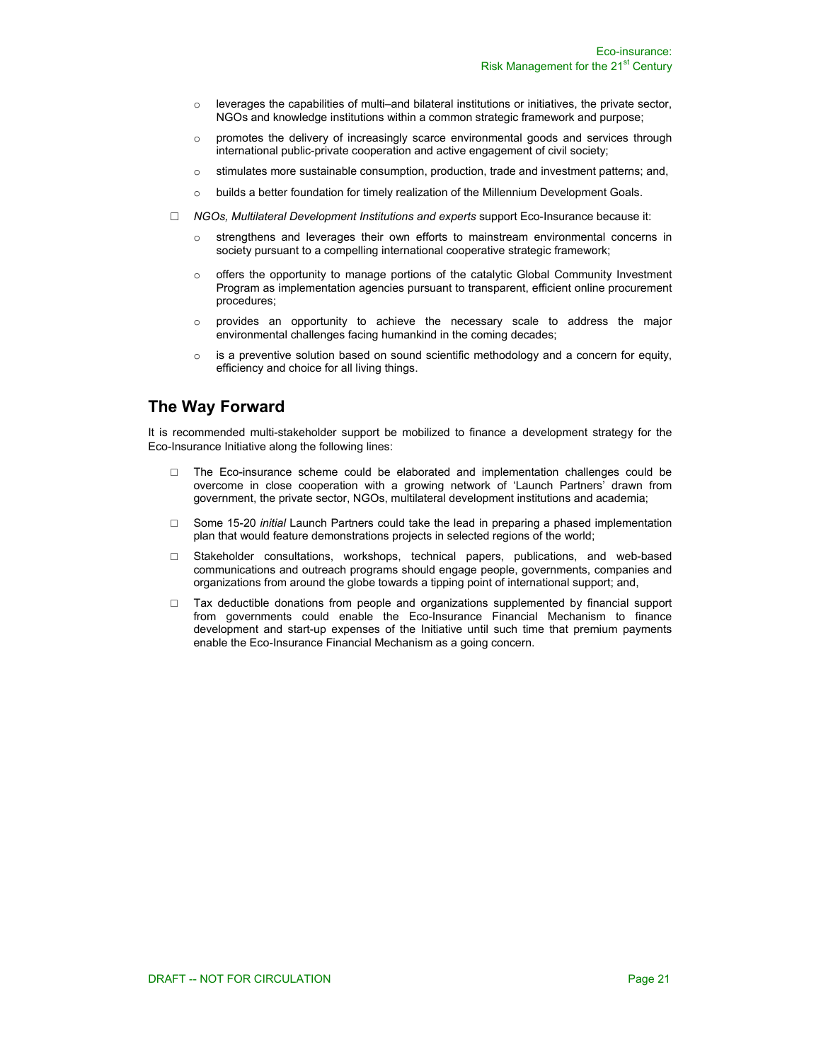- leverages the capabilities of multi–and bilateral institutions or initiatives, the private sector, NGOs and knowledge institutions within a common strategic framework and purpose;
  - promotes the delivery of increasingly scarce environmental goods and services through international public-private cooperation and active engagement of civil society;
  - stimulates more sustainable consumption, production, trade and investment patterns; and,
  - builds a better foundation for timely realization of the Millennium Development Goals.

- *NGOs, Multilateral Development Institutions and experts* support Eco-Insurance because it:
  - strengthens and leverages their own efforts to mainstream environmental concerns in society pursuant to a compelling international cooperative strategic framework;
  - offers the opportunity to manage portions of the catalytic Global Community Investment Program as implementation agencies pursuant to transparent, efficient online procurement procedures;
  - provides an opportunity to achieve the necessary scale to address the major environmental challenges facing humankind in the coming decades;
  - is a preventive solution based on sound scientific methodology and a concern for equity, efficiency and choice for all living things.

## The Way Forward

It is recommended multi-stakeholder support be mobilized to finance a development strategy for the Eco-Insurance Initiative along the following lines:

- The Eco-insurance scheme could be elaborated and implementation challenges could be overcome in close cooperation with a growing network of 'Launch Partners' drawn from government, the private sector, NGOs, multilateral development institutions and academia;
- Some 15-20 *initial* Launch Partners could take the lead in preparing a phased implementation plan that would feature demonstrations projects in selected regions of the world;
- Stakeholder consultations, workshops, technical papers, publications, and web-based communications and outreach programs should engage people, governments, companies and organizations from around the globe towards a tipping point of international support; and,
- Tax deductible donations from people and organizations supplemented by financial support from governments could enable the Eco-Insurance Financial Mechanism to finance development and start-up expenses of the Initiative until such time that premium payments enable the Eco-Insurance Financial Mechanism as a going concern.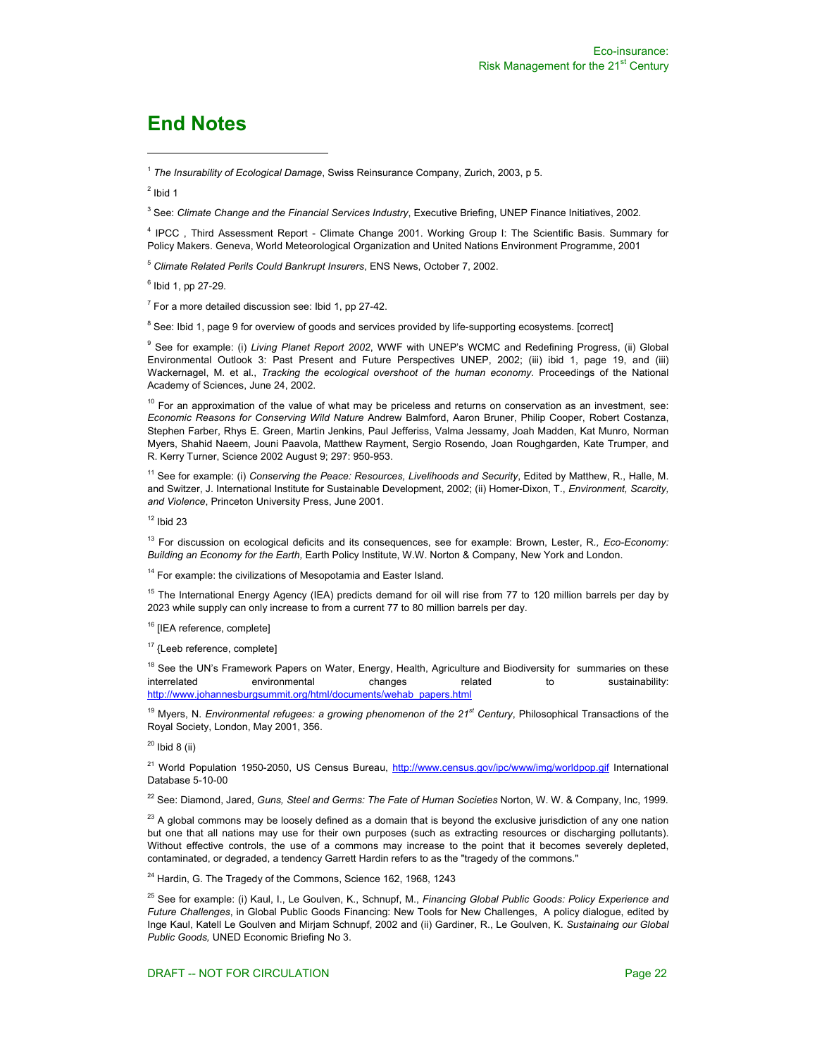# End Notes

[1] *The Insurability of Ecological Damage*, Swiss Reinsurance Company, Zurich, 2003, p 5.

[2] Ibid 1

[3] See: *Climate Change and the Financial Services Industry*, Executive Briefing, UNEP Finance Initiatives, 2002.

[4] IPCC , Third Assessment Report - Climate Change 2001. Working Group I: The Scientific Basis. Summary for Policy Makers. Geneva, World Meteorological Organization and United Nations Environment Programme, 2001

[5] *Climate Related Perils Could Bankrupt Insurers*, ENS News, October 7, 2002.

[6] Ibid 1, pp 27-29.

[7] For a more detailed discussion see: Ibid 1, pp 27-42.

[8] See: Ibid 1, page 9 for overview of goods and services provided by life-supporting ecosystems. [correct]

[9] See for example: (i) *Living Planet Report 2002*, WWF with UNEP's WCMC and Redefining Progress, (ii) Global Environmental Outlook 3: Past Present and Future Perspectives UNEP, 2002; (iii) ibid 1, page 19, and (iii) Wackernagel, M. et al., *Tracking the ecological overshoot of the human economy.* Proceedings of the National Academy of Sciences, June 24, 2002.

[10] For an approximation of the value of what may be priceless and returns on conservation as an investment, see: *Economic Reasons for Conserving Wild Nature* Andrew Balmford, Aaron Bruner, Philip Cooper, Robert Costanza, Stephen Farber, Rhys E. Green, Martin Jenkins, Paul Jefferiss, Valma Jessamy, Joah Madden, Kat Munro, Norman Myers, Shahid Naeem, Jouni Paavola, Matthew Rayment, Sergio Rosendo, Joan Roughgarden, Kate Trumper, and R. Kerry Turner, Science 2002 August 9; 297: 950-953.

[11] See for example: (i) *Conserving the Peace: Resources, Livelihoods and Security*, Edited by Matthew, R., Halle, M. and Switzer, J. International Institute for Sustainable Development, 2002; (ii) Homer-Dixon, T., *Environment, Scarcity, and Violence*, Princeton University Press, June 2001.

[12] Ibid 23

[13] For discussion on ecological deficits and its consequences, see for example: Brown, Lester, R.*, Eco-Economy: Building an Economy for the Earth,* Earth Policy Institute, W.W. Norton & Company, New York and London.

[14] For example: the civilizations of Mesopotamia and Easter Island.

[15] The International Energy Agency (IEA) predicts demand for oil will rise from 77 to 120 million barrels per day by 2023 while supply can only increase to from a current 77 to 80 million barrels per day.

[16] [IEA reference, complete]

[17] {Leeb reference, complete]

[18] See the UN's Framework Papers on Water, Energy, Health, Agriculture and Biodiversity for summaries on these interrelated environmental changes related to sustainability: http://www.johannesburgsummit.org/html/documents/wehab_papers.html

[19] Myers, N. *Environmental refugees: a growing phenomenon of the 21st Century*, Philosophical Transactions of the Royal Society, London, May 2001, 356.

[20] Ibid 8 (ii)

[21] World Population 1950-2050, US Census Bureau, http://www.census.gov/ipc/www/img/worldpop.gif International Database 5-10-00

[22] See: Diamond, Jared, *Guns, Steel and Germs: The Fate of Human Societies* Norton, W. W. & Company, Inc, 1999.

[23] A global commons may be loosely defined as a domain that is beyond the exclusive jurisdiction of any one nation but one that all nations may use for their own purposes (such as extracting resources or discharging pollutants). Without effective controls, the use of a commons may increase to the point that it becomes severely depleted, contaminated, or degraded, a tendency Garrett Hardin refers to as the "tragedy of the commons."

[24] Hardin, G. The Tragedy of the Commons, Science 162, 1968, 1243

[25] See for example: (i) Kaul, I., Le Goulven, K., Schnupf, M., *Financing Global Public Goods: Policy Experience and Future Challenges*, in Global Public Goods Financing: New Tools for New Challenges, A policy dialogue, edited by Inge Kaul, Katell Le Goulven and Mirjam Schnupf, 2002 and (ii) Gardiner, R., Le Goulven, K. *Sustainaing our Global Public Goods,* UNED Economic Briefing No 3.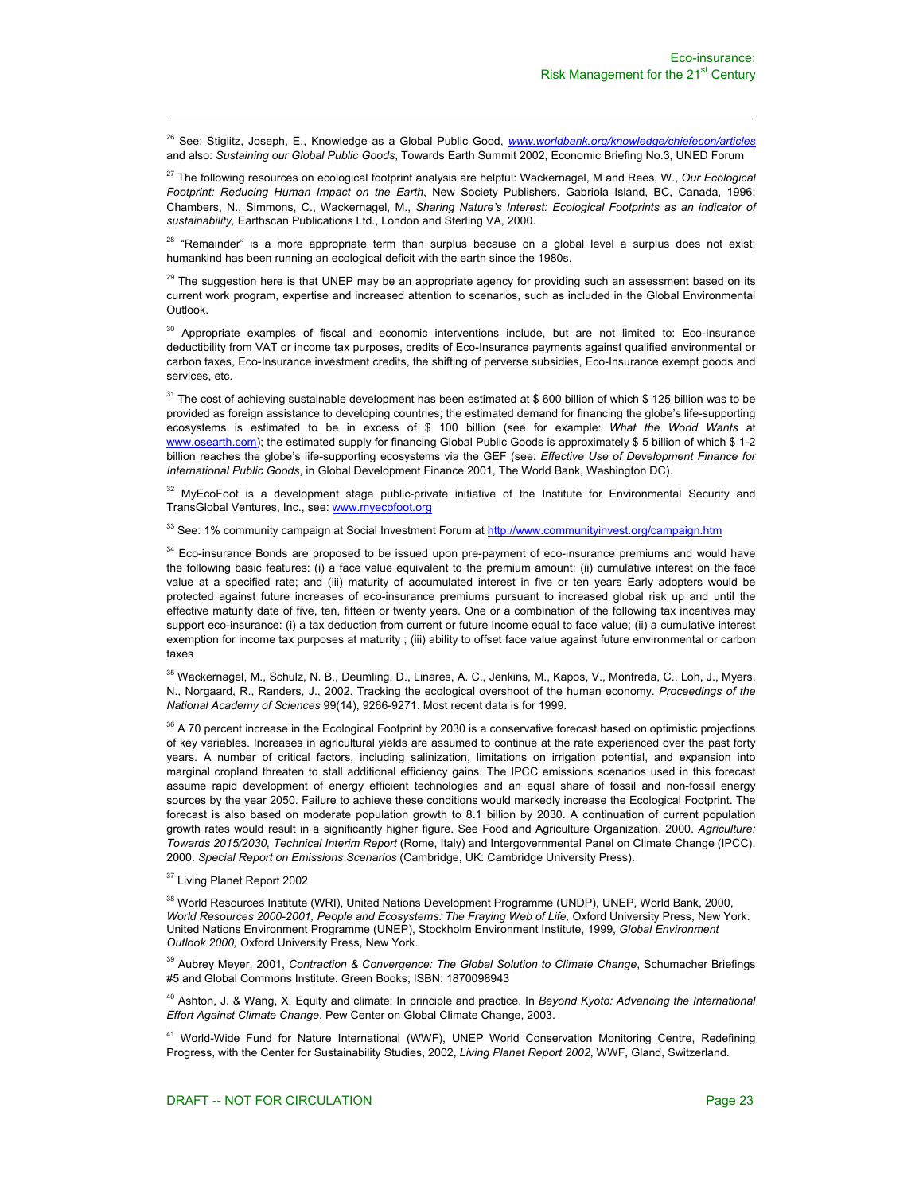[26] See: Stiglitz, Joseph, E., Knowledge as a Global Public Good, *www.worldbank.org/knowledge/chiefecon/articles* and also: *Sustaining our Global Public Goods*, Towards Earth Summit 2002, Economic Briefing No.3, UNED Forum

[27] The following resources on ecological footprint analysis are helpful: Wackernagel, M and Rees, W., *Our Ecological Footprint: Reducing Human Impact on the Earth*, New Society Publishers, Gabriola Island, BC, Canada, 1996; Chambers, N., Simmons, C., Wackernagel, M., *Sharing Nature's Interest: Ecological Footprints as an indicator of sustainability,* Earthscan Publications Ltd., London and Sterling VA, 2000.

[28] "Remainder" is a more appropriate term than surplus because on a global level a surplus does not exist; humankind has been running an ecological deficit with the earth since the 1980s.

[29] The suggestion here is that UNEP may be an appropriate agency for providing such an assessment based on its current work program, expertise and increased attention to scenarios, such as included in the Global Environmental Outlook.

[30] Appropriate examples of fiscal and economic interventions include, but are not limited to: Eco-Insurance deductibility from VAT or income tax purposes, credits of Eco-Insurance payments against qualified environmental or carbon taxes, Eco-Insurance investment credits, the shifting of perverse subsidies, Eco-Insurance exempt goods and services, etc.

[31] The cost of achieving sustainable development has been estimated at $ 600 billion of which $ 125 billion was to be provided as foreign assistance to developing countries; the estimated demand for financing the globe's life-supporting ecosystems is estimated to be in excess of $ 100 billion (see for example: *What the World Wants* at www.osearth.com); the estimated supply for financing Global Public Goods is approximately $ 5 billion of which $ 1-2 billion reaches the globe's life-supporting ecosystems via the GEF (see: *Effective Use of Development Finance for International Public Goods*, in Global Development Finance 2001, The World Bank, Washington DC).

[32] MyEcoFoot is a development stage public-private initiative of the Institute for Environmental Security and TransGlobal Ventures, Inc., see: www.myecofoot.org

[33] See: 1% community campaign at Social Investment Forum at http://www.communityinvest.org/campaign.htm

[34] Eco-insurance Bonds are proposed to be issued upon pre-payment of eco-insurance premiums and would have the following basic features: (i) a face value equivalent to the premium amount; (ii) cumulative interest on the face value at a specified rate; and (iii) maturity of accumulated interest in five or ten years Early adopters would be protected against future increases of eco-insurance premiums pursuant to increased global risk up and until the effective maturity date of five, ten, fifteen or twenty years. One or a combination of the following tax incentives may support eco-insurance: (i) a tax deduction from current or future income equal to face value; (ii) a cumulative interest exemption for income tax purposes at maturity ; (iii) ability to offset face value against future environmental or carbon taxes

[35] Wackernagel, M., Schulz, N. B., Deumling, D., Linares, A. C., Jenkins, M., Kapos, V., Monfreda, C., Loh, J., Myers, N., Norgaard, R., Randers, J., 2002. Tracking the ecological overshoot of the human economy. *Proceedings of the National Academy of Sciences* 99(14), 9266-9271. Most recent data is for 1999.

[36] A 70 percent increase in the Ecological Footprint by 2030 is a conservative forecast based on optimistic projections of key variables. Increases in agricultural yields are assumed to continue at the rate experienced over the past forty years. A number of critical factors, including salinization, limitations on irrigation potential, and expansion into marginal cropland threaten to stall additional efficiency gains. The IPCC emissions scenarios used in this forecast assume rapid development of energy efficient technologies and an equal share of fossil and non-fossil energy sources by the year 2050. Failure to achieve these conditions would markedly increase the Ecological Footprint. The forecast is also based on moderate population growth to 8.1 billion by 2030. A continuation of current population growth rates would result in a significantly higher figure. See Food and Agriculture Organization. 2000. *Agriculture: Towards 2015/2030, Technical Interim Report* (Rome, Italy) and Intergovernmental Panel on Climate Change (IPCC). 2000. *Special Report on Emissions Scenarios* (Cambridge, UK: Cambridge University Press).

[37] Living Planet Report 2002

[38] World Resources Institute (WRI), United Nations Development Programme (UNDP), UNEP, World Bank, 2000, *World Resources 2000-2001, People and Ecosystems: The Fraying Web of Life,* Oxford University Press, New York. United Nations Environment Programme (UNEP), Stockholm Environment Institute, 1999, *Global Environment Outlook 2000,* Oxford University Press, New York.

[39] Aubrey Meyer, 2001, *Contraction & Convergence: The Global Solution to Climate Change*, Schumacher Briefings #5 and Global Commons Institute. Green Books; ISBN: 1870098943

[40] Ashton, J. & Wang, X. Equity and climate: In principle and practice. In *Beyond Kyoto: Advancing the International Effort Against Climate Change*, Pew Center on Global Climate Change, 2003.

[41] World-Wide Fund for Nature International (WWF), UNEP World Conservation Monitoring Centre, Redefining Progress, with the Center for Sustainability Studies, 2002, *Living Planet Report 2002*, WWF, Gland, Switzerland.

DRAFT -- NOT FOR CIRCULATION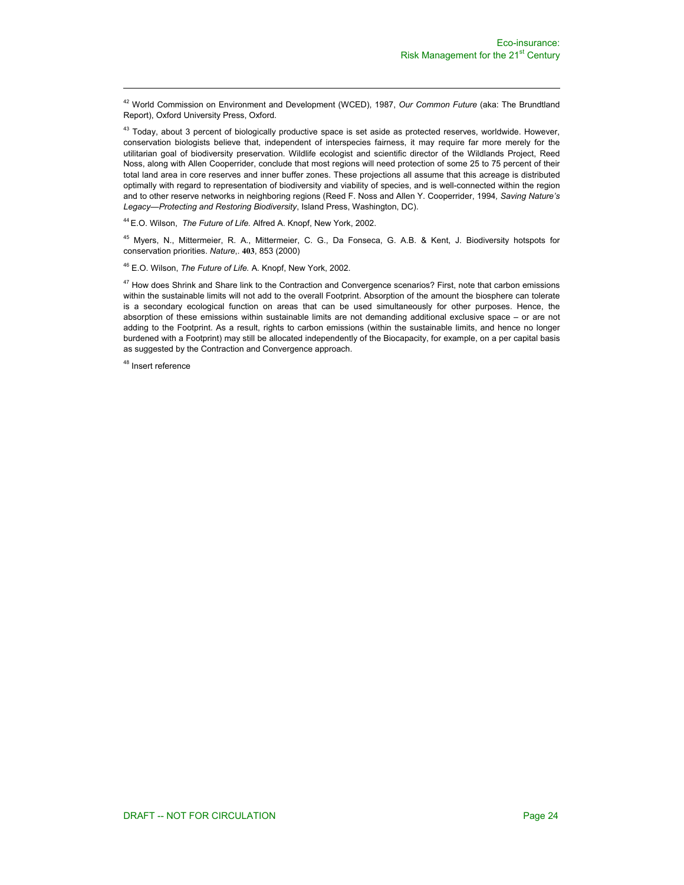[42] World Commission on Environment and Development (WCED), 1987, *Our Common Future* (aka: The Brundtland Report), Oxford University Press, Oxford.

[43] Today, about 3 percent of biologically productive space is set aside as protected reserves, worldwide. However, conservation biologists believe that, independent of interspecies fairness, it may require far more merely for the utilitarian goal of biodiversity preservation. Wildlife ecologist and scientific director of the Wildlands Project, Reed Noss, along with Allen Cooperrider, conclude that most regions will need protection of some 25 to 75 percent of their total land area in core reserves and inner buffer zones. These projections all assume that this acreage is distributed optimally with regard to representation of biodiversity and viability of species, and is well-connected within the region and to other reserve networks in neighboring regions (Reed F. Noss and Allen Y. Cooperrider, 1994, *Saving Nature's Legacy—Protecting and Restoring Biodiversity*, Island Press, Washington, DC).

[44] E.O. Wilson, *The Future of Life.* Alfred A. Knopf, New York, 2002.

[45] Myers, N., Mittermeier, R. A., Mittermeier, C. G., Da Fonseca, G. A.B. & Kent, J. Biodiversity hotspots for conservation priorities. *Nature*,. **403**, 853 (2000)

[46] E.O. Wilson, *The Future of Life.* A. Knopf, New York, 2002.

[47] How does Shrink and Share link to the Contraction and Convergence scenarios? First, note that carbon emissions within the sustainable limits will not add to the overall Footprint. Absorption of the amount the biosphere can tolerate is a secondary ecological function on areas that can be used simultaneously for other purposes. Hence, the absorption of these emissions within sustainable limits are not demanding additional exclusive space – or are not adding to the Footprint. As a result, rights to carbon emissions (within the sustainable limits, and hence no longer burdened with a Footprint) may still be allocated independently of the Biocapacity, for example, on a per capital basis as suggested by the Contraction and Convergence approach.

[48] Insert reference